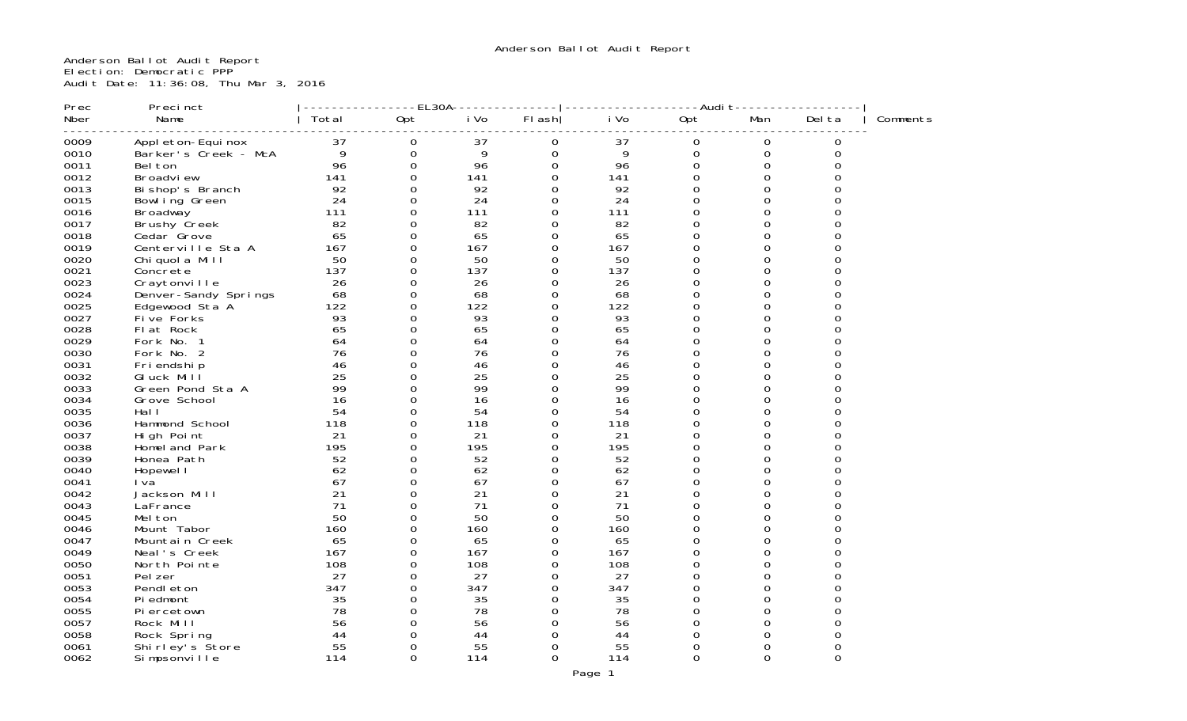Anderson Ballot Audit Report

Anderson Ballot Audit Report
Election: Democratic PPP
Audit Date: 11:36:08, Thu Mar 3, 2016

| Prec | Precinct | EL30A | | | | Audit | | | | Comments |
|---|---|---|---|---|---|---|---|---|---|---|
| Nber | Name | Total | Opt | iVo | Flash | iVo | Opt | Man | Delta | |
| 0009 | Appleton-Equinox | 37 | 0 | 37 | 0 | 37 | 0 | 0 | 0 | |
| 0010 | Barker's Creek - McA | 9 | 0 | 9 | 0 | 9 | 0 | 0 | 0 | |
| 0011 | Belton | 96 | 0 | 96 | 0 | 96 | 0 | 0 | 0 | |
| 0012 | Broadview | 141 | 0 | 141 | 0 | 141 | 0 | 0 | 0 | |
| 0013 | Bishop's Branch | 92 | 0 | 92 | 0 | 92 | 0 | 0 | 0 | |
| 0015 | Bowling Green | 24 | 0 | 24 | 0 | 24 | 0 | 0 | 0 | |
| 0016 | Broadway | 111 | 0 | 111 | 0 | 111 | 0 | 0 | 0 | |
| 0017 | Brushy Creek | 82 | 0 | 82 | 0 | 82 | 0 | 0 | 0 | |
| 0018 | Cedar Grove | 65 | 0 | 65 | 0 | 65 | 0 | 0 | 0 | |
| 0019 | Centerville Sta A | 167 | 0 | 167 | 0 | 167 | 0 | 0 | 0 | |
| 0020 | Chiquola Mill | 50 | 0 | 50 | 0 | 50 | 0 | 0 | 0 | |
| 0021 | Concrete | 137 | 0 | 137 | 0 | 137 | 0 | 0 | 0 | |
| 0023 | Craytonville | 26 | 0 | 26 | 0 | 26 | 0 | 0 | 0 | |
| 0024 | Denver-Sandy Springs | 68 | 0 | 68 | 0 | 68 | 0 | 0 | 0 | |
| 0025 | Edgewood Sta A | 122 | 0 | 122 | 0 | 122 | 0 | 0 | 0 | |
| 0027 | Five Forks | 93 | 0 | 93 | 0 | 93 | 0 | 0 | 0 | |
| 0028 | Flat Rock | 65 | 0 | 65 | 0 | 65 | 0 | 0 | 0 | |
| 0029 | Fork No. 1 | 64 | 0 | 64 | 0 | 64 | 0 | 0 | 0 | |
| 0030 | Fork No. 2 | 76 | 0 | 76 | 0 | 76 | 0 | 0 | 0 | |
| 0031 | Friendship | 46 | 0 | 46 | 0 | 46 | 0 | 0 | 0 | |
| 0032 | Gluck Mill | 25 | 0 | 25 | 0 | 25 | 0 | 0 | 0 | |
| 0033 | Green Pond Sta A | 99 | 0 | 99 | 0 | 99 | 0 | 0 | 0 | |
| 0034 | Grove School | 16 | 0 | 16 | 0 | 16 | 0 | 0 | 0 | |
| 0035 | Hall | 54 | 0 | 54 | 0 | 54 | 0 | 0 | 0 | |
| 0036 | Hammond School | 118 | 0 | 118 | 0 | 118 | 0 | 0 | 0 | |
| 0037 | High Point | 21 | 0 | 21 | 0 | 21 | 0 | 0 | 0 | |
| 0038 | Homeland Park | 195 | 0 | 195 | 0 | 195 | 0 | 0 | 0 | |
| 0039 | Honea Path | 52 | 0 | 52 | 0 | 52 | 0 | 0 | 0 | |
| 0040 | Hopewell | 62 | 0 | 62 | 0 | 62 | 0 | 0 | 0 | |
| 0041 | Iva | 67 | 0 | 67 | 0 | 67 | 0 | 0 | 0 | |
| 0042 | Jackson Mill | 21 | 0 | 21 | 0 | 21 | 0 | 0 | 0 | |
| 0043 | LaFrance | 71 | 0 | 71 | 0 | 71 | 0 | 0 | 0 | |
| 0045 | Melton | 50 | 0 | 50 | 0 | 50 | 0 | 0 | 0 | |
| 0046 | Mount Tabor | 160 | 0 | 160 | 0 | 160 | 0 | 0 | 0 | |
| 0047 | Mountain Creek | 65 | 0 | 65 | 0 | 65 | 0 | 0 | 0 | |
| 0049 | Neal's Creek | 167 | 0 | 167 | 0 | 167 | 0 | 0 | 0 | |
| 0050 | North Pointe | 108 | 0 | 108 | 0 | 108 | 0 | 0 | 0 | |
| 0051 | Pelzer | 27 | 0 | 27 | 0 | 27 | 0 | 0 | 0 | |
| 0053 | Pendleton | 347 | 0 | 347 | 0 | 347 | 0 | 0 | 0 | |
| 0054 | Piedmont | 35 | 0 | 35 | 0 | 35 | 0 | 0 | 0 | |
| 0055 | Piercetown | 78 | 0 | 78 | 0 | 78 | 0 | 0 | 0 | |
| 0057 | Rock Mill | 56 | 0 | 56 | 0 | 56 | 0 | 0 | 0 | |
| 0058 | Rock Spring | 44 | 0 | 44 | 0 | 44 | 0 | 0 | 0 | |
| 0061 | Shirley's Store | 55 | 0 | 55 | 0 | 55 | 0 | 0 | 0 | |
| 0062 | Simpsonville | 114 | 0 | 114 | 0 | 114 | 0 | 0 | 0 | |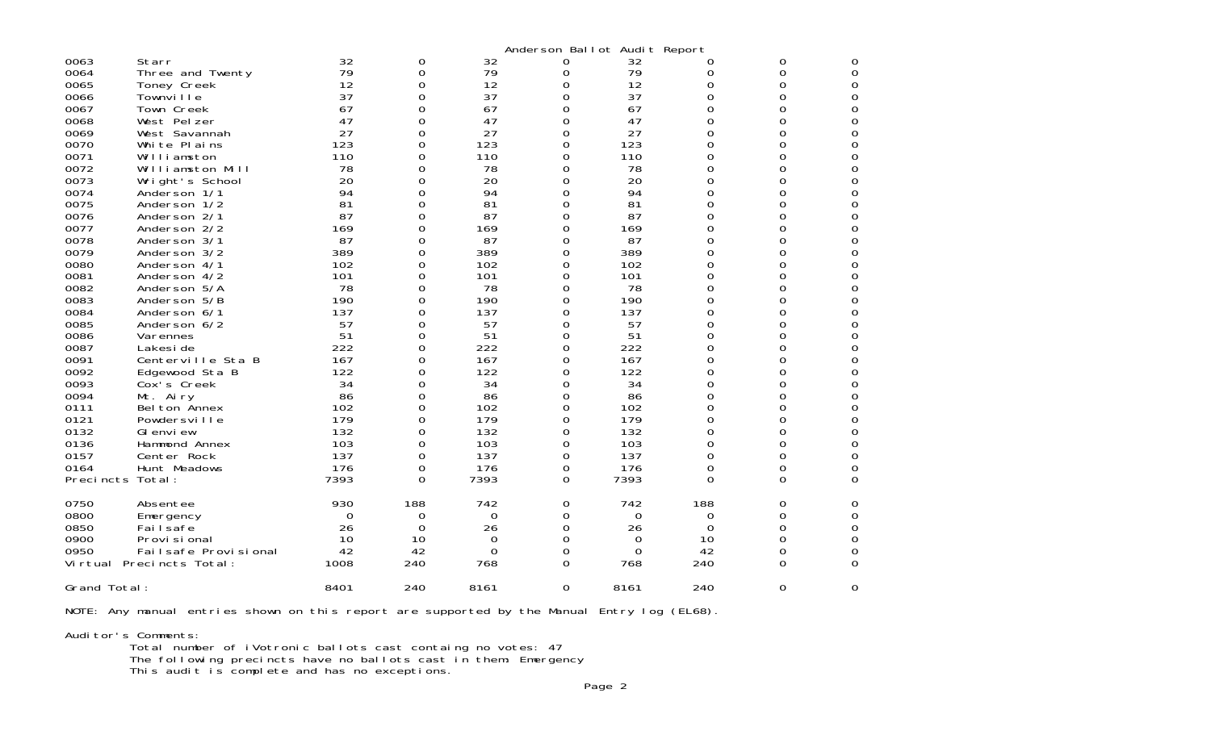Anderson Ballot Audit Report

| | | | | | | | | | |
|---|---|---|---|---|---|---|---|---|---|
| 0063 | Starr | 32 | 0 | 32 | 0 | 32 | 0 | 0 | 0 |
| 0064 | Three and Twenty | 79 | 0 | 79 | 0 | 79 | 0 | 0 | 0 |
| 0065 | Toney Creek | 12 | 0 | 12 | 0 | 12 | 0 | 0 | 0 |
| 0066 | Townville | 37 | 0 | 37 | 0 | 37 | 0 | 0 | 0 |
| 0067 | Town Creek | 67 | 0 | 67 | 0 | 67 | 0 | 0 | 0 |
| 0068 | West Pelzer | 47 | 0 | 47 | 0 | 47 | 0 | 0 | 0 |
| 0069 | West Savannah | 27 | 0 | 27 | 0 | 27 | 0 | 0 | 0 |
| 0070 | White Plains | 123 | 0 | 123 | 0 | 123 | 0 | 0 | 0 |
| 0071 | Williamston | 110 | 0 | 110 | 0 | 110 | 0 | 0 | 0 |
| 0072 | Williamston Mill | 78 | 0 | 78 | 0 | 78 | 0 | 0 | 0 |
| 0073 | Wright's School | 20 | 0 | 20 | 0 | 20 | 0 | 0 | 0 |
| 0074 | Anderson 1/1 | 94 | 0 | 94 | 0 | 94 | 0 | 0 | 0 |
| 0075 | Anderson 1/2 | 81 | 0 | 81 | 0 | 81 | 0 | 0 | 0 |
| 0076 | Anderson 2/1 | 87 | 0 | 87 | 0 | 87 | 0 | 0 | 0 |
| 0077 | Anderson 2/2 | 169 | 0 | 169 | 0 | 169 | 0 | 0 | 0 |
| 0078 | Anderson 3/1 | 87 | 0 | 87 | 0 | 87 | 0 | 0 | 0 |
| 0079 | Anderson 3/2 | 389 | 0 | 389 | 0 | 389 | 0 | 0 | 0 |
| 0080 | Anderson 4/1 | 102 | 0 | 102 | 0 | 102 | 0 | 0 | 0 |
| 0081 | Anderson 4/2 | 101 | 0 | 101 | 0 | 101 | 0 | 0 | 0 |
| 0082 | Anderson 5/A | 78 | 0 | 78 | 0 | 78 | 0 | 0 | 0 |
| 0083 | Anderson 5/B | 190 | 0 | 190 | 0 | 190 | 0 | 0 | 0 |
| 0084 | Anderson 6/1 | 137 | 0 | 137 | 0 | 137 | 0 | 0 | 0 |
| 0085 | Anderson 6/2 | 57 | 0 | 57 | 0 | 57 | 0 | 0 | 0 |
| 0086 | Varennes | 51 | 0 | 51 | 0 | 51 | 0 | 0 | 0 |
| 0087 | Lakeside | 222 | 0 | 222 | 0 | 222 | 0 | 0 | 0 |
| 0091 | Centerville Sta B | 167 | 0 | 167 | 0 | 167 | 0 | 0 | 0 |
| 0092 | Edgewood Sta B | 122 | 0 | 122 | 0 | 122 | 0 | 0 | 0 |
| 0093 | Cox's Creek | 34 | 0 | 34 | 0 | 34 | 0 | 0 | 0 |
| 0094 | Mt. Airy | 86 | 0 | 86 | 0 | 86 | 0 | 0 | 0 |
| 0111 | Belton Annex | 102 | 0 | 102 | 0 | 102 | 0 | 0 | 0 |
| 0121 | Powdersville | 179 | 0 | 179 | 0 | 179 | 0 | 0 | 0 |
| 0132 | Glenview | 132 | 0 | 132 | 0 | 132 | 0 | 0 | 0 |
| 0136 | Hammond Annex | 103 | 0 | 103 | 0 | 103 | 0 | 0 | 0 |
| 0157 | Center Rock | 137 | 0 | 137 | 0 | 137 | 0 | 0 | 0 |
| 0164 | Hunt Meadows | 176 | 0 | 176 | 0 | 176 | 0 | 0 | 0 |
| Precincts Total: | | 7393 | 0 | 7393 | 0 | 7393 | 0 | 0 | 0 |
| 0750 | Absentee | 930 | 188 | 742 | 0 | 742 | 188 | 0 | 0 |
| 0800 | Emergency | 0 | 0 | 0 | 0 | 0 | 0 | 0 | 0 |
| 0850 | Failsafe | 26 | 0 | 26 | 0 | 26 | 0 | 0 | 0 |
| 0900 | Provisional | 10 | 10 | 0 | 0 | 0 | 10 | 0 | 0 |
| 0950 | Failsafe Provisional | 42 | 42 | 0 | 0 | 0 | 42 | 0 | 0 |
| Virtual Precincts Total: | | 1008 | 240 | 768 | 0 | 768 | 240 | 0 | 0 |
| Grand Total: | | 8401 | 240 | 8161 | 0 | 8161 | 240 | 0 | 0 |

NOTE: Any manual entries shown on this report are supported by the Manual Entry log (EL68).

Auditor's Comments:

Total number of iVotronic ballots cast containg no votes: 47

The following precincts have no ballots cast in them: Emergency

This audit is complete and has no exceptions.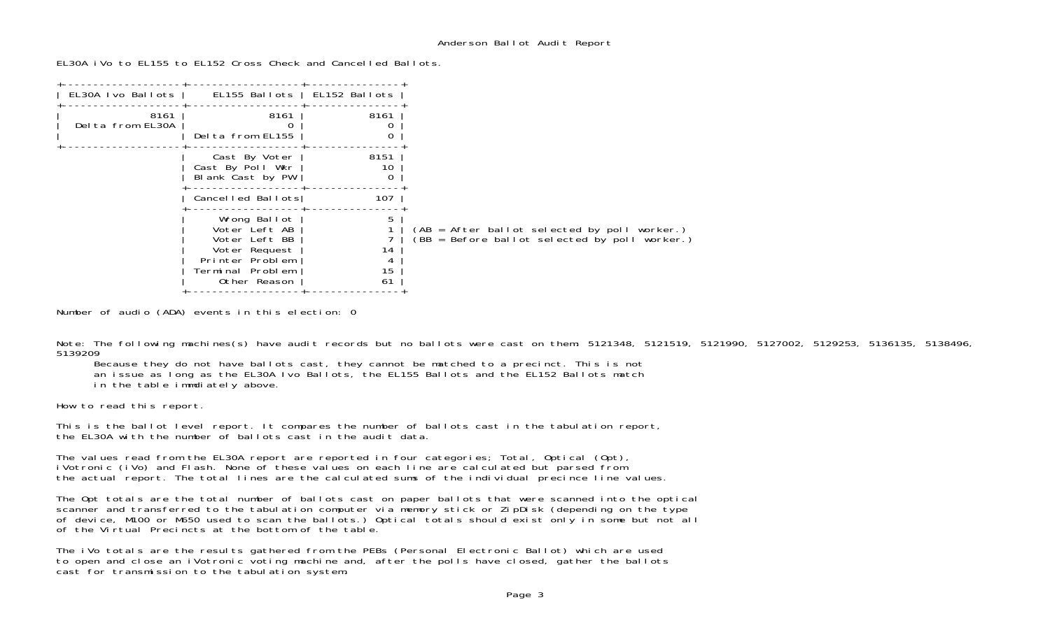# Anderson Ballot Audit Report

EL30A iVo to EL155 to EL152 Cross Check and Cancelled Ballots.

| EL30A Ivo Ballots | EL155 Ballots | EL152 Ballots |
|---|---|---|
| 8161 | 8161 | 8161 |
| Delta from EL30A | 0 | 0 |
| | Delta from EL155 | 0 |
| | Cast By Voter | 8151 |
| | Cast By Poll Wkr | 10 |
| | Blank Cast by PW | 0 |
| | Cancelled Ballots | 107 |
| | Wrong Ballot | 5 |
| | Voter Left AB | 1 |
| | Voter Left BB | 7 |
| | Voter Request | 14 |
| | Printer Problem | 4 |
| | Terminal Problem | 15 |
| | Other Reason | 61 |

(AB = After ballot selected by poll worker.)
(BB = Before ballot selected by poll worker.)

Number of audio (ADA) events in this election: 0

Note: The following machines(s) have audit records but no ballots were cast on them: 5121348, 5121519, 5121990, 5127002, 5129253, 5136135, 5138496, 5139209
Because they do not have ballots cast, they cannot be matched to a precinct. This is not an issue as long as the EL30A Ivo Ballots, the EL155 Ballots and the EL152 Ballots match in the table immdiately above.

How to read this report.

This is the ballot level report. It compares the number of ballots cast in the tabulation report, the EL30A with the number of ballots cast in the audit data.

The values read from the EL30A report are reported in four categories; Total, Optical (Opt), iVotronic (iVo) and Flash. None of these values on each line are calculated but parsed from the actual report. The total lines are the calculated sums of the individual precince line values.

The Opt totals are the total number of ballots cast on paper ballots that were scanned into the optical scanner and transferred to the tabulation computer via memory stick or ZipDisk (depending on the type of device, M100 or M650 used to scan the ballots.) Optical totals should exist only in some but not all of the Virtual Precincts at the bottom of the table.

The iVo totals are the results gathered from the PEBs (Personal Electronic Ballot) which are used to open and close an iVotronic voting machine and, after the polls have closed, gather the ballots cast for transmission to the tabulation system.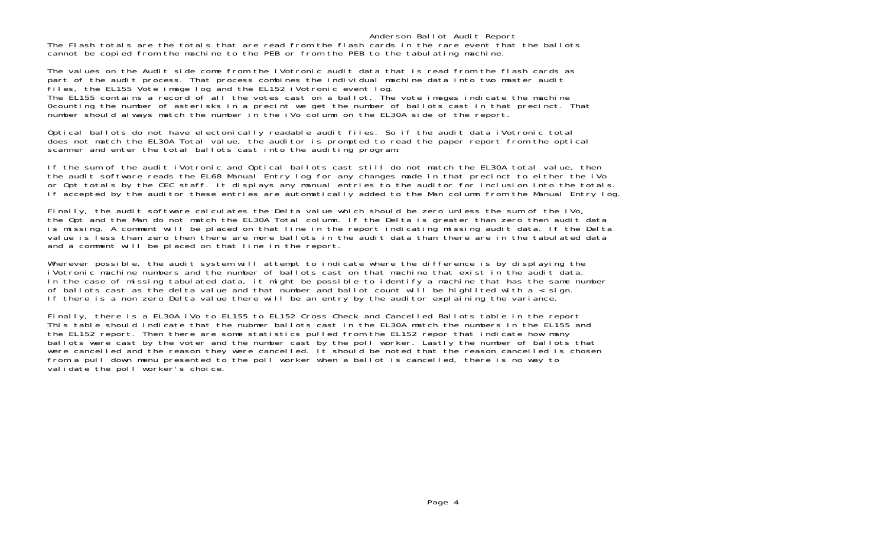# Anderson Ballot Audit Report

The Flash totals are the totals that are read from the flash cards in the rare event that the ballots cannot be copied from the machine to the PEB or from the PEB to the tabulating machine.

The values on the Audit side come from the iVotronic audit data that is read from the flash cards as part of the audit process. That process combines the individual machine data into two master audit files, the EL155 Vote image log and the EL152 iVotronic event log.
The EL155 contains a record of all the votes cast on a ballot. The vote images indicate the machine 0counting the number of asterisks in a precint we get the number of ballots cast in that precinct. That number should always match the number in the iVo column on the EL30A side of the report.

Optical ballots do not have electonically readable audit files. So if the audit data iVotronic total does not match the EL30A Total value, the auditor is prompted to read the paper report from the optical scanner and enter the total ballots cast into the auditing program.

If the sum of the audit iVotronic and Optical ballots cast still do not match the EL30A total value, then the audit software reads the EL68 Manual Entry log for any changes made in that precinct to either the iVo or Opt totals by the CEC staff. It displays any manual entries to the auditor for inclusion into the totals. If accepted by the auditor these entries are automatically added to the Man column from the Manual Entry log.

Finally, the audit software calculates the Delta value which should be zero unless the sum of the iVo, the Opt and the Man do not match the EL30A Total column. If the Delta is greater than zero then audit data is missing. A comment will be placed on that line in the report indicating missing audit data. If the Delta value is less than zero then there are more ballots in the audit data than there are in the tabulated data and a comment will be placed on that line in the report.

Wherever possible, the audit system will attempt to indicate where the difference is by displaying the iVotronic machine numbers and the number of ballots cast on that machine that exist in the audit data. In the case of missing tabulated data, it might be possible to identify a machine that has the same number of ballots cast as the delta value and that number and ballot count will be highlited with a < sign. If there is a non zero Delta value there will be an entry by the auditor explaining the variance.

Finally, there is a EL30A iVo to EL155 to EL152 Cross Check and Cancelled Ballots table in the report This table should indicate that the nubmer ballots cast in the EL30A match the numbers in the EL155 and the EL152 report. Then there are some statistics pulled from the EL152 repor that indicate how many ballots were cast by the voter and the number cast by the poll worker. Lastly the number of ballots that were cancelled and the reason they were cancelled. It should be noted that the reason cancelled is chosen from a pull down menu presented to the poll worker when a ballot is cancelled, there is no way to validate the poll worker's choice.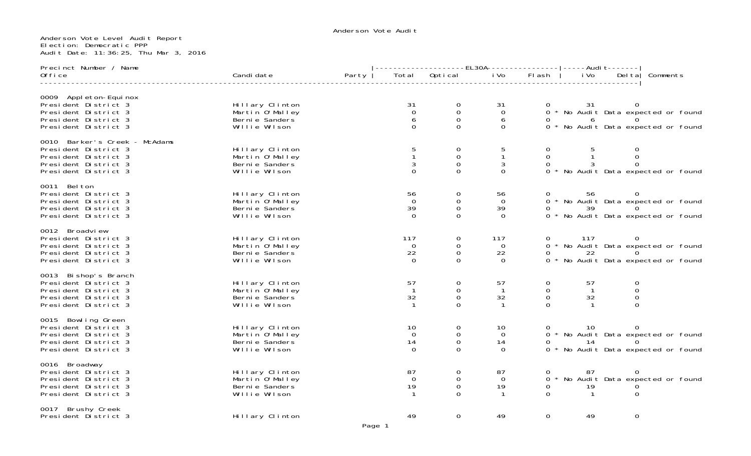Anderson Vote Audit

Anderson Vote Level Audit Report
Election: Democratic PPP
Audit Date: 11:36:25, Thu Mar 3, 2016

| Precinct Number / Name Office | Candidate | Party | EL30A Total | EL30A Optical | EL30A iVo | EL30A Flash | Audit iVo | Audit Delta | Comments |
|---|---|---|---|---|---|---|---|---|---|
| **0009 Appleton-Equinox** | | | | | | | | | |
| President District 3 | Hillary Clinton | | 31 | 0 | 31 | 0 | 31 | 0 | |
| President District 3 | Martin O'Malley | | 0 | 0 | 0 | 0 | | | * No Audit Data expected or found |
| President District 3 | Bernie Sanders | | 6 | 0 | 6 | 0 | 6 | 0 | |
| President District 3 | Willie Wilson | | 0 | 0 | 0 | 0 | | | * No Audit Data expected or found |
| **0010 Barker's Creek - McAdams** | | | | | | | | | |
| President District 3 | Hillary Clinton | | 5 | 0 | 5 | 0 | 5 | 0 | |
| President District 3 | Martin O'Malley | | 1 | 0 | 1 | 0 | 1 | 0 | |
| President District 3 | Bernie Sanders | | 3 | 0 | 3 | 0 | 3 | 0 | |
| President District 3 | Willie Wilson | | 0 | 0 | 0 | 0 | | | * No Audit Data expected or found |
| **0011 Belton** | | | | | | | | | |
| President District 3 | Hillary Clinton | | 56 | 0 | 56 | 0 | 56 | 0 | |
| President District 3 | Martin O'Malley | | 0 | 0 | 0 | 0 | | | * No Audit Data expected or found |
| President District 3 | Bernie Sanders | | 39 | 0 | 39 | 0 | 39 | 0 | |
| President District 3 | Willie Wilson | | 0 | 0 | 0 | 0 | | | * No Audit Data expected or found |
| **0012 Broadview** | | | | | | | | | |
| President District 3 | Hillary Clinton | | 117 | 0 | 117 | 0 | 117 | 0 | |
| President District 3 | Martin O'Malley | | 0 | 0 | 0 | 0 | | | * No Audit Data expected or found |
| President District 3 | Bernie Sanders | | 22 | 0 | 22 | 0 | 22 | 0 | |
| President District 3 | Willie Wilson | | 0 | 0 | 0 | 0 | | | * No Audit Data expected or found |
| **0013 Bishop's Branch** | | | | | | | | | |
| President District 3 | Hillary Clinton | | 57 | 0 | 57 | 0 | 57 | 0 | |
| President District 3 | Martin O'Malley | | 1 | 0 | 1 | 0 | 1 | 0 | |
| President District 3 | Bernie Sanders | | 32 | 0 | 32 | 0 | 32 | 0 | |
| President District 3 | Willie Wilson | | 1 | 0 | 1 | 0 | 1 | 0 | |
| **0015 Bowling Green** | | | | | | | | | |
| President District 3 | Hillary Clinton | | 10 | 0 | 10 | 0 | 10 | 0 | |
| President District 3 | Martin O'Malley | | 0 | 0 | 0 | 0 | | | * No Audit Data expected or found |
| President District 3 | Bernie Sanders | | 14 | 0 | 14 | 0 | 14 | 0 | |
| President District 3 | Willie Wilson | | 0 | 0 | 0 | 0 | | | * No Audit Data expected or found |
| **0016 Broadway** | | | | | | | | | |
| President District 3 | Hillary Clinton | | 87 | 0 | 87 | 0 | 87 | 0 | |
| President District 3 | Martin O'Malley | | 0 | 0 | 0 | 0 | | | * No Audit Data expected or found |
| President District 3 | Bernie Sanders | | 19 | 0 | 19 | 0 | 19 | 0 | |
| President District 3 | Willie Wilson | | 1 | 0 | 1 | 0 | 1 | 0 | |
| **0017 Brushy Creek** | | | | | | | | | |
| President District 3 | Hillary Clinton | | 49 | 0 | 49 | 0 | 49 | 0 | |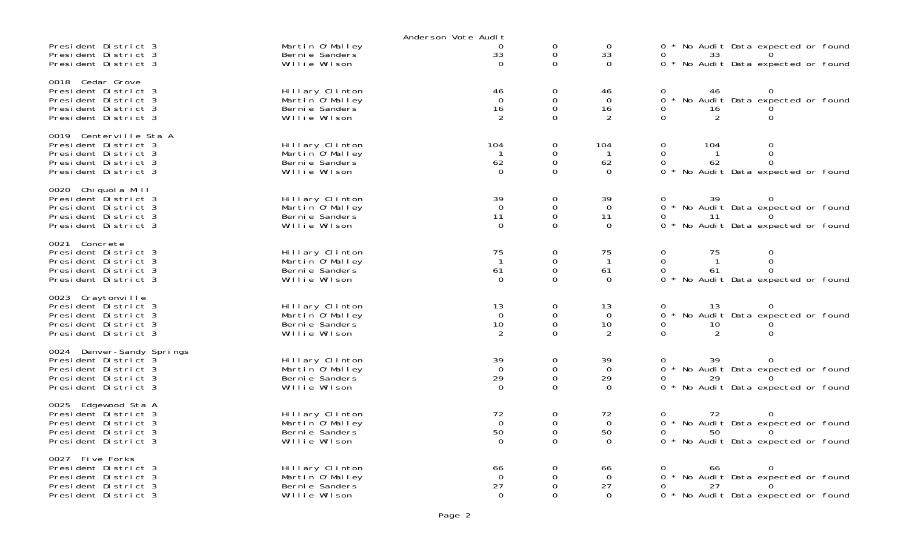Anderson Vote Audit

| | | | | | | | |
|---|---|---|---|---|---|---|---|
| President District 3 | Martin O'Malley | 0 | 0 | 0 | 0 * No Audit Data expected or found | | |
| President District 3 | Bernie Sanders | 33 | 0 | 33 | 0 | 33 | 0 |
| President District 3 | Willie Wilson | 0 | 0 | 0 | 0 * No Audit Data expected or found | | |
| **0018 Cedar Grove** | | | | | | | |
| President District 3 | Hillary Clinton | 46 | 0 | 46 | 0 | 46 | 0 |
| President District 3 | Martin O'Malley | 0 | 0 | 0 | 0 * No Audit Data expected or found | | |
| President District 3 | Bernie Sanders | 16 | 0 | 16 | 0 | 16 | 0 |
| President District 3 | Willie Wilson | 2 | 0 | 2 | 0 | 2 | 0 |
| **0019 Centerville Sta A** | | | | | | | |
| President District 3 | Hillary Clinton | 104 | 0 | 104 | 0 | 104 | 0 |
| President District 3 | Martin O'Malley | 1 | 0 | 1 | 0 | 1 | 0 |
| President District 3 | Bernie Sanders | 62 | 0 | 62 | 0 | 62 | 0 |
| President District 3 | Willie Wilson | 0 | 0 | 0 | 0 * No Audit Data expected or found | | |
| **0020 Chiquola Mill** | | | | | | | |
| President District 3 | Hillary Clinton | 39 | 0 | 39 | 0 | 39 | 0 |
| President District 3 | Martin O'Malley | 0 | 0 | 0 | 0 * No Audit Data expected or found | | |
| President District 3 | Bernie Sanders | 11 | 0 | 11 | 0 | 11 | 0 |
| President District 3 | Willie Wilson | 0 | 0 | 0 | 0 * No Audit Data expected or found | | |
| **0021 Concrete** | | | | | | | |
| President District 3 | Hillary Clinton | 75 | 0 | 75 | 0 | 75 | 0 |
| President District 3 | Martin O'Malley | 1 | 0 | 1 | 0 | 1 | 0 |
| President District 3 | Bernie Sanders | 61 | 0 | 61 | 0 | 61 | 0 |
| President District 3 | Willie Wilson | 0 | 0 | 0 | 0 * No Audit Data expected or found | | |
| **0023 Craytonville** | | | | | | | |
| President District 3 | Hillary Clinton | 13 | 0 | 13 | 0 | 13 | 0 |
| President District 3 | Martin O'Malley | 0 | 0 | 0 | 0 * No Audit Data expected or found | | |
| President District 3 | Bernie Sanders | 10 | 0 | 10 | 0 | 10 | 0 |
| President District 3 | Willie Wilson | 2 | 0 | 2 | 0 | 2 | 0 |
| **0024 Denver-Sandy Springs** | | | | | | | |
| President District 3 | Hillary Clinton | 39 | 0 | 39 | 0 | 39 | 0 |
| President District 3 | Martin O'Malley | 0 | 0 | 0 | 0 * No Audit Data expected or found | | |
| President District 3 | Bernie Sanders | 29 | 0 | 29 | 0 | 29 | 0 |
| President District 3 | Willie Wilson | 0 | 0 | 0 | 0 * No Audit Data expected or found | | |
| **0025 Edgewood Sta A** | | | | | | | |
| President District 3 | Hillary Clinton | 72 | 0 | 72 | 0 | 72 | 0 |
| President District 3 | Martin O'Malley | 0 | 0 | 0 | 0 * No Audit Data expected or found | | |
| President District 3 | Bernie Sanders | 50 | 0 | 50 | 0 | 50 | 0 |
| President District 3 | Willie Wilson | 0 | 0 | 0 | 0 * No Audit Data expected or found | | |
| **0027 Five Forks** | | | | | | | |
| President District 3 | Hillary Clinton | 66 | 0 | 66 | 0 | 66 | 0 |
| President District 3 | Martin O'Malley | 0 | 0 | 0 | 0 * No Audit Data expected or found | | |
| President District 3 | Bernie Sanders | 27 | 0 | 27 | 0 | 27 | 0 |
| President District 3 | Willie Wilson | 0 | 0 | 0 | 0 * No Audit Data expected or found | | |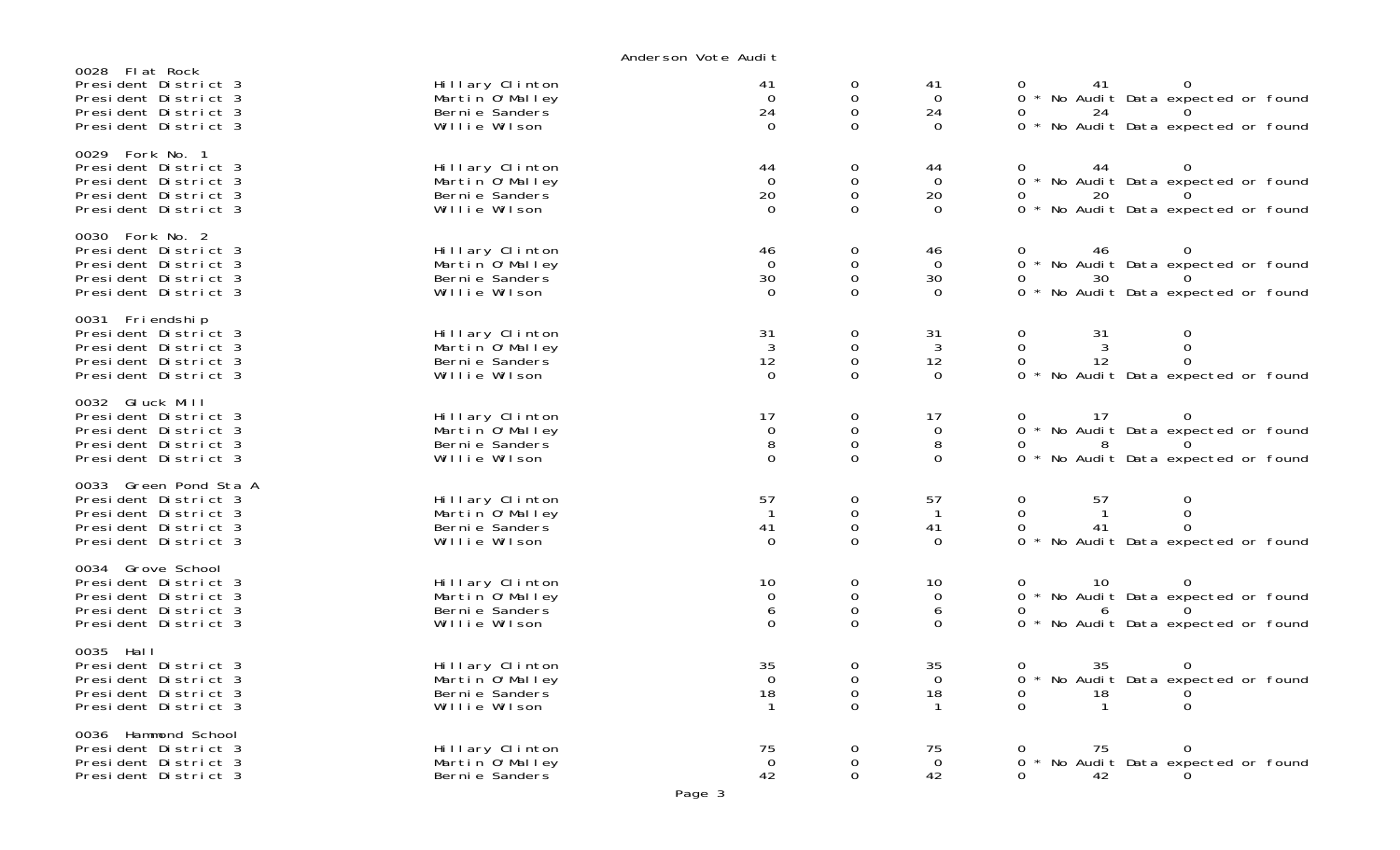Anderson Vote Audit

| Precinct / Contest | Candidate | | | | | | |
|---|---|---|---|---|---|---|---|
| **0028 Flat Rock** | | | | | | | |
| President District 3 | Hillary Clinton | 41 | 0 | 41 | 0 | 41 | 0 |
| President District 3 | Martin O'Malley | 0 | 0 | 0 | 0 * No Audit Data expected or found | | |
| President District 3 | Bernie Sanders | 24 | 0 | 24 | 0 | 24 | 0 |
| President District 3 | Willie Wilson | 0 | 0 | 0 | 0 * No Audit Data expected or found | | |
| **0029 Fork No. 1** | | | | | | | |
| President District 3 | Hillary Clinton | 44 | 0 | 44 | 0 | 44 | 0 |
| President District 3 | Martin O'Malley | 0 | 0 | 0 | 0 * No Audit Data expected or found | | |
| President District 3 | Bernie Sanders | 20 | 0 | 20 | 0 | 20 | 0 |
| President District 3 | Willie Wilson | 0 | 0 | 0 | 0 * No Audit Data expected or found | | |
| **0030 Fork No. 2** | | | | | | | |
| President District 3 | Hillary Clinton | 46 | 0 | 46 | 0 | 46 | 0 |
| President District 3 | Martin O'Malley | 0 | 0 | 0 | 0 * No Audit Data expected or found | | |
| President District 3 | Bernie Sanders | 30 | 0 | 30 | 0 | 30 | 0 |
| President District 3 | Willie Wilson | 0 | 0 | 0 | 0 * No Audit Data expected or found | | |
| **0031 Friendship** | | | | | | | |
| President District 3 | Hillary Clinton | 31 | 0 | 31 | 0 | 31 | 0 |
| President District 3 | Martin O'Malley | 3 | 0 | 3 | 0 | 3 | 0 |
| President District 3 | Bernie Sanders | 12 | 0 | 12 | 0 | 12 | 0 |
| President District 3 | Willie Wilson | 0 | 0 | 0 | 0 * No Audit Data expected or found | | |
| **0032 Gluck Mill** | | | | | | | |
| President District 3 | Hillary Clinton | 17 | 0 | 17 | 0 | 17 | 0 |
| President District 3 | Martin O'Malley | 0 | 0 | 0 | 0 * No Audit Data expected or found | | |
| President District 3 | Bernie Sanders | 8 | 0 | 8 | 0 | 8 | 0 |
| President District 3 | Willie Wilson | 0 | 0 | 0 | 0 * No Audit Data expected or found | | |
| **0033 Green Pond Sta A** | | | | | | | |
| President District 3 | Hillary Clinton | 57 | 0 | 57 | 0 | 57 | 0 |
| President District 3 | Martin O'Malley | 1 | 0 | 1 | 0 | 1 | 0 |
| President District 3 | Bernie Sanders | 41 | 0 | 41 | 0 | 41 | 0 |
| President District 3 | Willie Wilson | 0 | 0 | 0 | 0 * No Audit Data expected or found | | |
| **0034 Grove School** | | | | | | | |
| President District 3 | Hillary Clinton | 10 | 0 | 10 | 0 | 10 | 0 |
| President District 3 | Martin O'Malley | 0 | 0 | 0 | 0 * No Audit Data expected or found | | |
| President District 3 | Bernie Sanders | 6 | 0 | 6 | 0 | 6 | 0 |
| President District 3 | Willie Wilson | 0 | 0 | 0 | 0 * No Audit Data expected or found | | |
| **0035 Hall** | | | | | | | |
| President District 3 | Hillary Clinton | 35 | 0 | 35 | 0 | 35 | 0 |
| President District 3 | Martin O'Malley | 0 | 0 | 0 | 0 * No Audit Data expected or found | | |
| President District 3 | Bernie Sanders | 18 | 0 | 18 | 0 | 18 | 0 |
| President District 3 | Willie Wilson | 1 | 0 | 1 | 0 | 1 | 0 |
| **0036 Hammond School** | | | | | | | |
| President District 3 | Hillary Clinton | 75 | 0 | 75 | 0 | 75 | 0 |
| President District 3 | Martin O'Malley | 0 | 0 | 0 | 0 * No Audit Data expected or found | | |
| President District 3 | Bernie Sanders | 42 | 0 | 42 | 0 | 42 | 0 |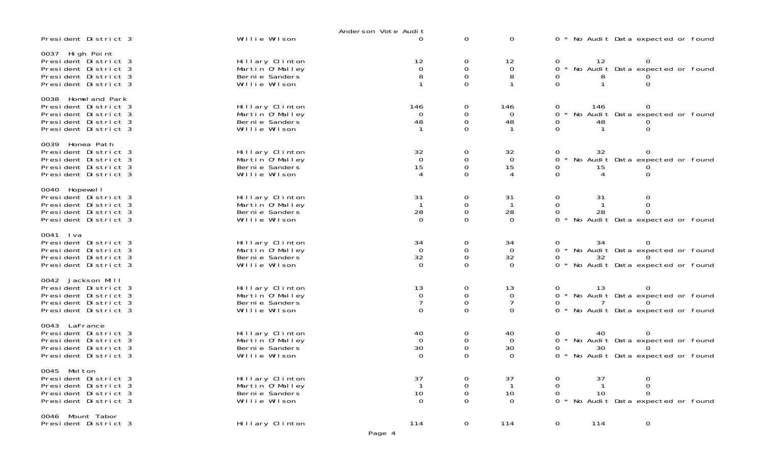Anderson Vote Audit

| Contest | Candidate | | | | | | |
|---|---|---|---|---|---|---|---|
| President District 3 | Willie Wilson | 0 | 0 | 0 | 0 * No Audit Data expected or found | | |
| **0037 High Point** | | | | | | | |
| President District 3 | Hillary Clinton | 12 | 0 | 12 | 0 | 12 | 0 |
| President District 3 | Martin O'Malley | 0 | 0 | 0 | 0 * No Audit Data expected or found | | |
| President District 3 | Bernie Sanders | 8 | 0 | 8 | 0 | 8 | 0 |
| President District 3 | Willie Wilson | 1 | 0 | 1 | 0 | 1 | 0 |
| **0038 Homeland Park** | | | | | | | |
| President District 3 | Hillary Clinton | 146 | 0 | 146 | 0 | 146 | 0 |
| President District 3 | Martin O'Malley | 0 | 0 | 0 | 0 * No Audit Data expected or found | | |
| President District 3 | Bernie Sanders | 48 | 0 | 48 | 0 | 48 | 0 |
| President District 3 | Willie Wilson | 1 | 0 | 1 | 0 | 1 | 0 |
| **0039 Honea Path** | | | | | | | |
| President District 3 | Hillary Clinton | 32 | 0 | 32 | 0 | 32 | 0 |
| President District 3 | Martin O'Malley | 0 | 0 | 0 | 0 * No Audit Data expected or found | | |
| President District 3 | Bernie Sanders | 15 | 0 | 15 | 0 | 15 | 0 |
| President District 3 | Willie Wilson | 4 | 0 | 4 | 0 | 4 | 0 |
| **0040 Hopewell** | | | | | | | |
| President District 3 | Hillary Clinton | 31 | 0 | 31 | 0 | 31 | 0 |
| President District 3 | Martin O'Malley | 1 | 0 | 1 | 0 | 1 | 0 |
| President District 3 | Bernie Sanders | 28 | 0 | 28 | 0 | 28 | 0 |
| President District 3 | Willie Wilson | 0 | 0 | 0 | 0 * No Audit Data expected or found | | |
| **0041 Iva** | | | | | | | |
| President District 3 | Hillary Clinton | 34 | 0 | 34 | 0 | 34 | 0 |
| President District 3 | Martin O'Malley | 0 | 0 | 0 | 0 * No Audit Data expected or found | | |
| President District 3 | Bernie Sanders | 32 | 0 | 32 | 0 | 32 | 0 |
| President District 3 | Willie Wilson | 0 | 0 | 0 | 0 * No Audit Data expected or found | | |
| **0042 Jackson Mill** | | | | | | | |
| President District 3 | Hillary Clinton | 13 | 0 | 13 | 0 | 13 | 0 |
| President District 3 | Martin O'Malley | 0 | 0 | 0 | 0 * No Audit Data expected or found | | |
| President District 3 | Bernie Sanders | 7 | 0 | 7 | 0 | 7 | 0 |
| President District 3 | Willie Wilson | 0 | 0 | 0 | 0 * No Audit Data expected or found | | |
| **0043 LaFrance** | | | | | | | |
| President District 3 | Hillary Clinton | 40 | 0 | 40 | 0 | 40 | 0 |
| President District 3 | Martin O'Malley | 0 | 0 | 0 | 0 * No Audit Data expected or found | | |
| President District 3 | Bernie Sanders | 30 | 0 | 30 | 0 | 30 | 0 |
| President District 3 | Willie Wilson | 0 | 0 | 0 | 0 * No Audit Data expected or found | | |
| **0045 Melton** | | | | | | | |
| President District 3 | Hillary Clinton | 37 | 0 | 37 | 0 | 37 | 0 |
| President District 3 | Martin O'Malley | 1 | 0 | 1 | 0 | 1 | 0 |
| President District 3 | Bernie Sanders | 10 | 0 | 10 | 0 | 10 | 0 |
| President District 3 | Willie Wilson | 0 | 0 | 0 | 0 * No Audit Data expected or found | | |
| **0046 Mount Tabor** | | | | | | | |
| President District 3 | Hillary Clinton | 114 | 0 | 114 | 0 | 114 | 0 |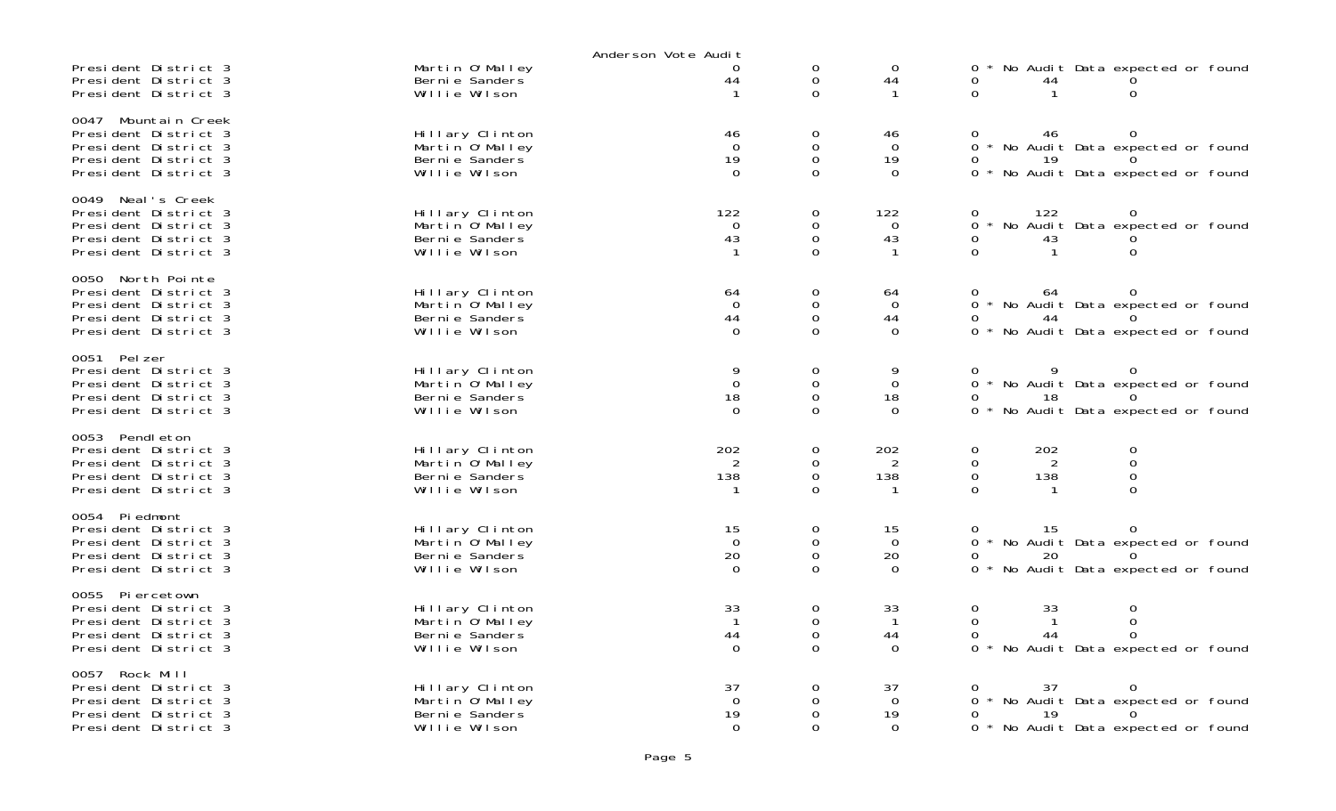Anderson Vote Audit

| | | | | | | | |
|---|---|---|---|---|---|---|---|
| President District 3 | Martin O'Malley | 0 | 0 | 0 | 0 * No Audit Data expected or found | | |
| President District 3 | Bernie Sanders | 44 | 0 | 44 | 0 | 44 | 0 |
| President District 3 | Willie Wilson | 1 | 0 | 1 | 0 | 1 | 0 |
| **0047 Mountain Creek** | | | | | | | |
| President District 3 | Hillary Clinton | 46 | 0 | 46 | 0 | 46 | 0 |
| President District 3 | Martin O'Malley | 0 | 0 | 0 | 0 * No Audit Data expected or found | | |
| President District 3 | Bernie Sanders | 19 | 0 | 19 | 0 | 19 | 0 |
| President District 3 | Willie Wilson | 0 | 0 | 0 | 0 * No Audit Data expected or found | | |
| **0049 Neal's Creek** | | | | | | | |
| President District 3 | Hillary Clinton | 122 | 0 | 122 | 0 | 122 | 0 |
| President District 3 | Martin O'Malley | 0 | 0 | 0 | 0 * No Audit Data expected or found | | |
| President District 3 | Bernie Sanders | 43 | 0 | 43 | 0 | 43 | 0 |
| President District 3 | Willie Wilson | 1 | 0 | 1 | 0 | 1 | 0 |
| **0050 North Pointe** | | | | | | | |
| President District 3 | Hillary Clinton | 64 | 0 | 64 | 0 | 64 | 0 |
| President District 3 | Martin O'Malley | 0 | 0 | 0 | 0 * No Audit Data expected or found | | |
| President District 3 | Bernie Sanders | 44 | 0 | 44 | 0 | 44 | 0 |
| President District 3 | Willie Wilson | 0 | 0 | 0 | 0 * No Audit Data expected or found | | |
| **0051 Pelzer** | | | | | | | |
| President District 3 | Hillary Clinton | 9 | 0 | 9 | 0 | 9 | 0 |
| President District 3 | Martin O'Malley | 0 | 0 | 0 | 0 * No Audit Data expected or found | | |
| President District 3 | Bernie Sanders | 18 | 0 | 18 | 0 | 18 | 0 |
| President District 3 | Willie Wilson | 0 | 0 | 0 | 0 * No Audit Data expected or found | | |
| **0053 Pendleton** | | | | | | | |
| President District 3 | Hillary Clinton | 202 | 0 | 202 | 0 | 202 | 0 |
| President District 3 | Martin O'Malley | 2 | 0 | 2 | 0 | 2 | 0 |
| President District 3 | Bernie Sanders | 138 | 0 | 138 | 0 | 138 | 0 |
| President District 3 | Willie Wilson | 1 | 0 | 1 | 0 | 1 | 0 |
| **0054 Piedmont** | | | | | | | |
| President District 3 | Hillary Clinton | 15 | 0 | 15 | 0 | 15 | 0 |
| President District 3 | Martin O'Malley | 0 | 0 | 0 | 0 * No Audit Data expected or found | | |
| President District 3 | Bernie Sanders | 20 | 0 | 20 | 0 | 20 | 0 |
| President District 3 | Willie Wilson | 0 | 0 | 0 | 0 * No Audit Data expected or found | | |
| **0055 Piercetown** | | | | | | | |
| President District 3 | Hillary Clinton | 33 | 0 | 33 | 0 | 33 | 0 |
| President District 3 | Martin O'Malley | 1 | 0 | 1 | 0 | 1 | 0 |
| President District 3 | Bernie Sanders | 44 | 0 | 44 | 0 | 44 | 0 |
| President District 3 | Willie Wilson | 0 | 0 | 0 | 0 * No Audit Data expected or found | | |
| **0057 Rock Mill** | | | | | | | |
| President District 3 | Hillary Clinton | 37 | 0 | 37 | 0 | 37 | 0 |
| President District 3 | Martin O'Malley | 0 | 0 | 0 | 0 * No Audit Data expected or found | | |
| President District 3 | Bernie Sanders | 19 | 0 | 19 | 0 | 19 | 0 |
| President District 3 | Willie Wilson | 0 | 0 | 0 | 0 * No Audit Data expected or found | | |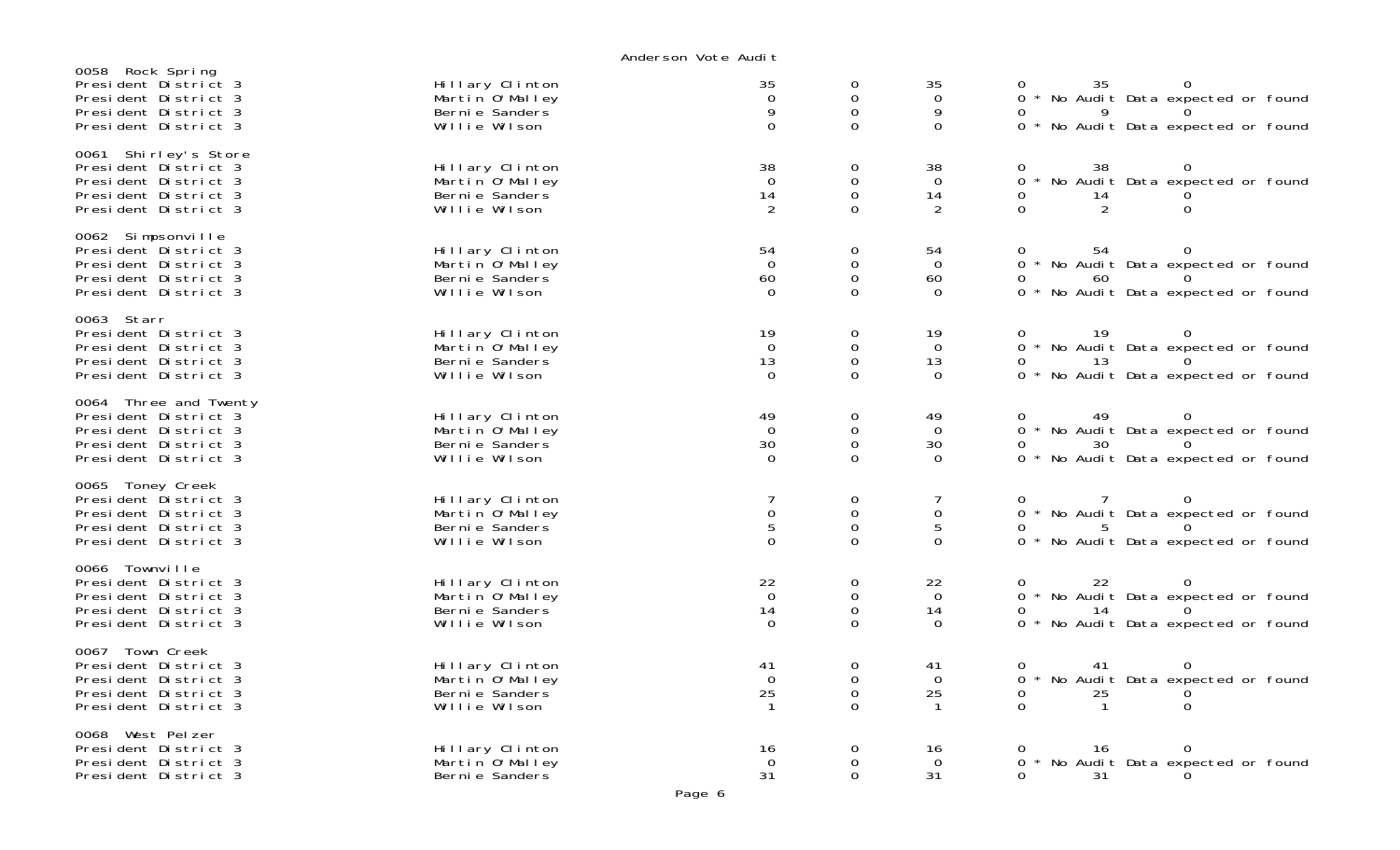Anderson Vote Audit

0058 Rock Spring

| | | | | | | | |
|---|---|---|---|---|---|---|---|
| President District 3 | Hillary Clinton | 35 | 0 | 35 | 0 | 35 | 0 |
| President District 3 | Martin O'Malley | 0 | 0 | 0 | 0 * No Audit Data expected or found | | |
| President District 3 | Bernie Sanders | 9 | 0 | 9 | 0 | 9 | 0 |
| President District 3 | Willie Wilson | 0 | 0 | 0 | 0 * No Audit Data expected or found | | |

0061 Shirley's Store

| | | | | | | | |
|---|---|---|---|---|---|---|---|
| President District 3 | Hillary Clinton | 38 | 0 | 38 | 0 | 38 | 0 |
| President District 3 | Martin O'Malley | 0 | 0 | 0 | 0 * No Audit Data expected or found | | |
| President District 3 | Bernie Sanders | 14 | 0 | 14 | 0 | 14 | 0 |
| President District 3 | Willie Wilson | 2 | 0 | 2 | 0 | 2 | 0 |

0062 Simpsonville

| | | | | | | | |
|---|---|---|---|---|---|---|---|
| President District 3 | Hillary Clinton | 54 | 0 | 54 | 0 | 54 | 0 |
| President District 3 | Martin O'Malley | 0 | 0 | 0 | 0 * No Audit Data expected or found | | |
| President District 3 | Bernie Sanders | 60 | 0 | 60 | 0 | 60 | 0 |
| President District 3 | Willie Wilson | 0 | 0 | 0 | 0 * No Audit Data expected or found | | |

0063 Starr

| | | | | | | | |
|---|---|---|---|---|---|---|---|
| President District 3 | Hillary Clinton | 19 | 0 | 19 | 0 | 19 | 0 |
| President District 3 | Martin O'Malley | 0 | 0 | 0 | 0 * No Audit Data expected or found | | |
| President District 3 | Bernie Sanders | 13 | 0 | 13 | 0 | 13 | 0 |
| President District 3 | Willie Wilson | 0 | 0 | 0 | 0 * No Audit Data expected or found | | |

0064 Three and Twenty

| | | | | | | | |
|---|---|---|---|---|---|---|---|
| President District 3 | Hillary Clinton | 49 | 0 | 49 | 0 | 49 | 0 |
| President District 3 | Martin O'Malley | 0 | 0 | 0 | 0 * No Audit Data expected or found | | |
| President District 3 | Bernie Sanders | 30 | 0 | 30 | 0 | 30 | 0 |
| President District 3 | Willie Wilson | 0 | 0 | 0 | 0 * No Audit Data expected or found | | |

0065 Toney Creek

| | | | | | | | |
|---|---|---|---|---|---|---|---|
| President District 3 | Hillary Clinton | 7 | 0 | 7 | 0 | 7 | 0 |
| President District 3 | Martin O'Malley | 0 | 0 | 0 | 0 * No Audit Data expected or found | | |
| President District 3 | Bernie Sanders | 5 | 0 | 5 | 0 | 5 | 0 |
| President District 3 | Willie Wilson | 0 | 0 | 0 | 0 * No Audit Data expected or found | | |

0066 Townville

| | | | | | | | |
|---|---|---|---|---|---|---|---|
| President District 3 | Hillary Clinton | 22 | 0 | 22 | 0 | 22 | 0 |
| President District 3 | Martin O'Malley | 0 | 0 | 0 | 0 * No Audit Data expected or found | | |
| President District 3 | Bernie Sanders | 14 | 0 | 14 | 0 | 14 | 0 |
| President District 3 | Willie Wilson | 0 | 0 | 0 | 0 * No Audit Data expected or found | | |

0067 Town Creek

| | | | | | | | |
|---|---|---|---|---|---|---|---|
| President District 3 | Hillary Clinton | 41 | 0 | 41 | 0 | 41 | 0 |
| President District 3 | Martin O'Malley | 0 | 0 | 0 | 0 * No Audit Data expected or found | | |
| President District 3 | Bernie Sanders | 25 | 0 | 25 | 0 | 25 | 0 |
| President District 3 | Willie Wilson | 1 | 0 | 1 | 0 | 1 | 0 |

0068 West Pelzer

| | | | | | | | |
|---|---|---|---|---|---|---|---|
| President District 3 | Hillary Clinton | 16 | 0 | 16 | 0 | 16 | 0 |
| President District 3 | Martin O'Malley | 0 | 0 | 0 | 0 * No Audit Data expected or found | | |
| President District 3 | Bernie Sanders | 31 | 0 | 31 | 0 | 31 | 0 |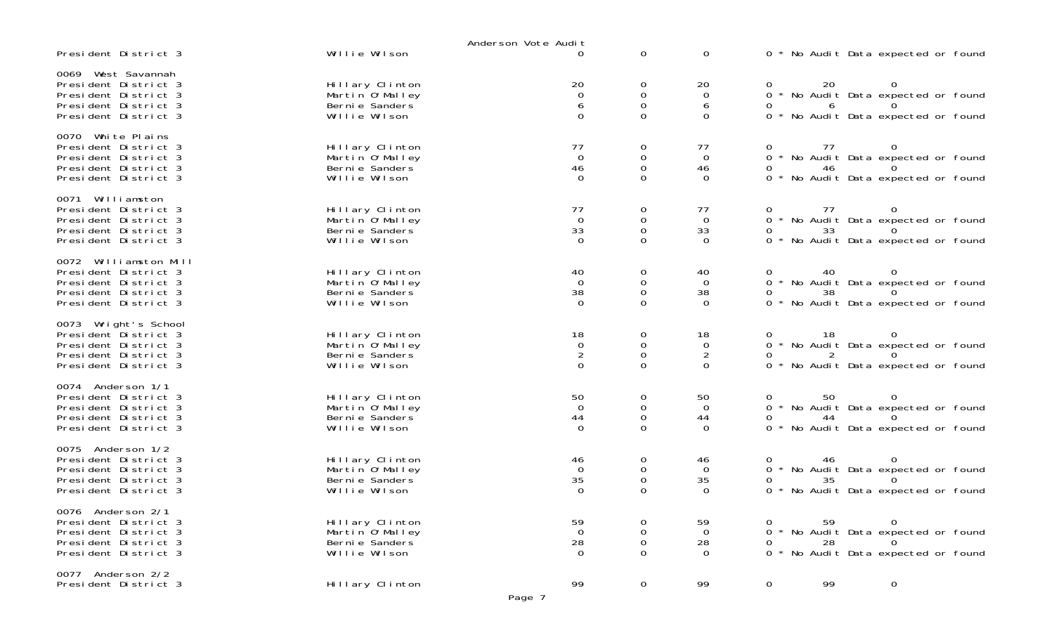Anderson Vote Audit

| Contest | Candidate | | | | |
|---|---|---|---|---|---|
| President District 3 | Willie Wilson | 0 | 0 | 0 | 0 * No Audit Data expected or found |

0069 West Savannah

| Contest | Candidate | | | | | | |
|---|---|---|---|---|---|---|---|
| President District 3 | Hillary Clinton | 20 | 0 | 20 | 0 | 20 | 0 |
| President District 3 | Martin O'Malley | 0 | 0 | 0 | 0 * No Audit Data expected or found | | |
| President District 3 | Bernie Sanders | 6 | 0 | 6 | 0 | 6 | 0 |
| President District 3 | Willie Wilson | 0 | 0 | 0 | 0 * No Audit Data expected or found | | |

0070 White Plains

| Contest | Candidate | | | | | | |
|---|---|---|---|---|---|---|---|
| President District 3 | Hillary Clinton | 77 | 0 | 77 | 0 | 77 | 0 |
| President District 3 | Martin O'Malley | 0 | 0 | 0 | 0 * No Audit Data expected or found | | |
| President District 3 | Bernie Sanders | 46 | 0 | 46 | 0 | 46 | 0 |
| President District 3 | Willie Wilson | 0 | 0 | 0 | 0 * No Audit Data expected or found | | |

0071 Williamston

| Contest | Candidate | | | | | | |
|---|---|---|---|---|---|---|---|
| President District 3 | Hillary Clinton | 77 | 0 | 77 | 0 | 77 | 0 |
| President District 3 | Martin O'Malley | 0 | 0 | 0 | 0 * No Audit Data expected or found | | |
| President District 3 | Bernie Sanders | 33 | 0 | 33 | 0 | 33 | 0 |
| President District 3 | Willie Wilson | 0 | 0 | 0 | 0 * No Audit Data expected or found | | |

0072 Williamston Mill

| Contest | Candidate | | | | | | |
|---|---|---|---|---|---|---|---|
| President District 3 | Hillary Clinton | 40 | 0 | 40 | 0 | 40 | 0 |
| President District 3 | Martin O'Malley | 0 | 0 | 0 | 0 * No Audit Data expected or found | | |
| President District 3 | Bernie Sanders | 38 | 0 | 38 | 0 | 38 | 0 |
| President District 3 | Willie Wilson | 0 | 0 | 0 | 0 * No Audit Data expected or found | | |

0073 Wright's School

| Contest | Candidate | | | | | | |
|---|---|---|---|---|---|---|---|
| President District 3 | Hillary Clinton | 18 | 0 | 18 | 0 | 18 | 0 |
| President District 3 | Martin O'Malley | 0 | 0 | 0 | 0 * No Audit Data expected or found | | |
| President District 3 | Bernie Sanders | 2 | 0 | 2 | 0 | 2 | 0 |
| President District 3 | Willie Wilson | 0 | 0 | 0 | 0 * No Audit Data expected or found | | |

0074 Anderson 1/1

| Contest | Candidate | | | | | | |
|---|---|---|---|---|---|---|---|
| President District 3 | Hillary Clinton | 50 | 0 | 50 | 0 | 50 | 0 |
| President District 3 | Martin O'Malley | 0 | 0 | 0 | 0 * No Audit Data expected or found | | |
| President District 3 | Bernie Sanders | 44 | 0 | 44 | 0 | 44 | 0 |
| President District 3 | Willie Wilson | 0 | 0 | 0 | 0 * No Audit Data expected or found | | |

0075 Anderson 1/2

| Contest | Candidate | | | | | | |
|---|---|---|---|---|---|---|---|
| President District 3 | Hillary Clinton | 46 | 0 | 46 | 0 | 46 | 0 |
| President District 3 | Martin O'Malley | 0 | 0 | 0 | 0 * No Audit Data expected or found | | |
| President District 3 | Bernie Sanders | 35 | 0 | 35 | 0 | 35 | 0 |
| President District 3 | Willie Wilson | 0 | 0 | 0 | 0 * No Audit Data expected or found | | |

0076 Anderson 2/1

| Contest | Candidate | | | | | | |
|---|---|---|---|---|---|---|---|
| President District 3 | Hillary Clinton | 59 | 0 | 59 | 0 | 59 | 0 |
| President District 3 | Martin O'Malley | 0 | 0 | 0 | 0 * No Audit Data expected or found | | |
| President District 3 | Bernie Sanders | 28 | 0 | 28 | 0 | 28 | 0 |
| President District 3 | Willie Wilson | 0 | 0 | 0 | 0 * No Audit Data expected or found | | |

0077 Anderson 2/2

| Contest | Candidate | | | | | | |
|---|---|---|---|---|---|---|---|
| President District 3 | Hillary Clinton | 99 | 0 | 99 | 0 | 99 | 0 |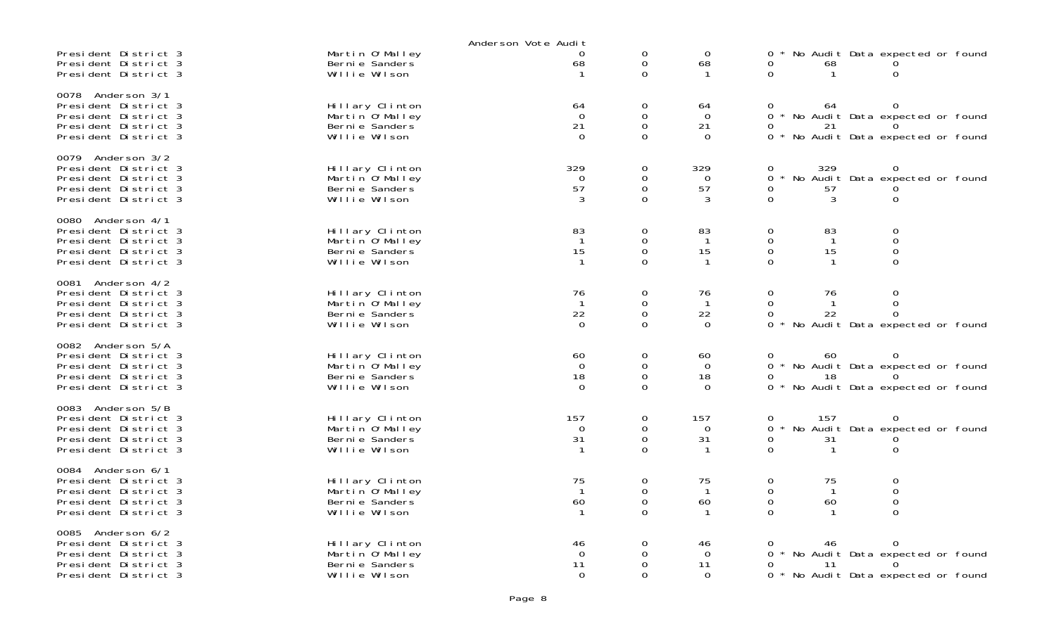Anderson Vote Audit

| | | | | | | | |
|---|---|---|---|---|---|---|---|
| President District 3 | Martin O'Malley | 0 | 0 | 0 | 0 * No Audit Data expected or found | | |
| President District 3 | Bernie Sanders | 68 | 0 | 68 | 0 | 68 | 0 |
| President District 3 | Willie Wilson | 1 | 0 | 1 | 0 | 1 | 0 |
| **0078 Anderson 3/1** | | | | | | | |
| President District 3 | Hillary Clinton | 64 | 0 | 64 | 0 | 64 | 0 |
| President District 3 | Martin O'Malley | 0 | 0 | 0 | 0 * No Audit Data expected or found | | |
| President District 3 | Bernie Sanders | 21 | 0 | 21 | 0 | 21 | 0 |
| President District 3 | Willie Wilson | 0 | 0 | 0 | 0 * No Audit Data expected or found | | |
| **0079 Anderson 3/2** | | | | | | | |
| President District 3 | Hillary Clinton | 329 | 0 | 329 | 0 | 329 | 0 |
| President District 3 | Martin O'Malley | 0 | 0 | 0 | 0 * No Audit Data expected or found | | |
| President District 3 | Bernie Sanders | 57 | 0 | 57 | 0 | 57 | 0 |
| President District 3 | Willie Wilson | 3 | 0 | 3 | 0 | 3 | 0 |
| **0080 Anderson 4/1** | | | | | | | |
| President District 3 | Hillary Clinton | 83 | 0 | 83 | 0 | 83 | 0 |
| President District 3 | Martin O'Malley | 1 | 0 | 1 | 0 | 1 | 0 |
| President District 3 | Bernie Sanders | 15 | 0 | 15 | 0 | 15 | 0 |
| President District 3 | Willie Wilson | 1 | 0 | 1 | 0 | 1 | 0 |
| **0081 Anderson 4/2** | | | | | | | |
| President District 3 | Hillary Clinton | 76 | 0 | 76 | 0 | 76 | 0 |
| President District 3 | Martin O'Malley | 1 | 0 | 1 | 0 | 1 | 0 |
| President District 3 | Bernie Sanders | 22 | 0 | 22 | 0 | 22 | 0 |
| President District 3 | Willie Wilson | 0 | 0 | 0 | 0 * No Audit Data expected or found | | |
| **0082 Anderson 5/A** | | | | | | | |
| President District 3 | Hillary Clinton | 60 | 0 | 60 | 0 | 60 | 0 |
| President District 3 | Martin O'Malley | 0 | 0 | 0 | 0 * No Audit Data expected or found | | |
| President District 3 | Bernie Sanders | 18 | 0 | 18 | 0 | 18 | 0 |
| President District 3 | Willie Wilson | 0 | 0 | 0 | 0 * No Audit Data expected or found | | |
| **0083 Anderson 5/B** | | | | | | | |
| President District 3 | Hillary Clinton | 157 | 0 | 157 | 0 | 157 | 0 |
| President District 3 | Martin O'Malley | 0 | 0 | 0 | 0 * No Audit Data expected or found | | |
| President District 3 | Bernie Sanders | 31 | 0 | 31 | 0 | 31 | 0 |
| President District 3 | Willie Wilson | 1 | 0 | 1 | 0 | 1 | 0 |
| **0084 Anderson 6/1** | | | | | | | |
| President District 3 | Hillary Clinton | 75 | 0 | 75 | 0 | 75 | 0 |
| President District 3 | Martin O'Malley | 1 | 0 | 1 | 0 | 1 | 0 |
| President District 3 | Bernie Sanders | 60 | 0 | 60 | 0 | 60 | 0 |
| President District 3 | Willie Wilson | 1 | 0 | 1 | 0 | 1 | 0 |
| **0085 Anderson 6/2** | | | | | | | |
| President District 3 | Hillary Clinton | 46 | 0 | 46 | 0 | 46 | 0 |
| President District 3 | Martin O'Malley | 0 | 0 | 0 | 0 * No Audit Data expected or found | | |
| President District 3 | Bernie Sanders | 11 | 0 | 11 | 0 | 11 | 0 |
| President District 3 | Willie Wilson | 0 | 0 | 0 | 0 * No Audit Data expected or found | | |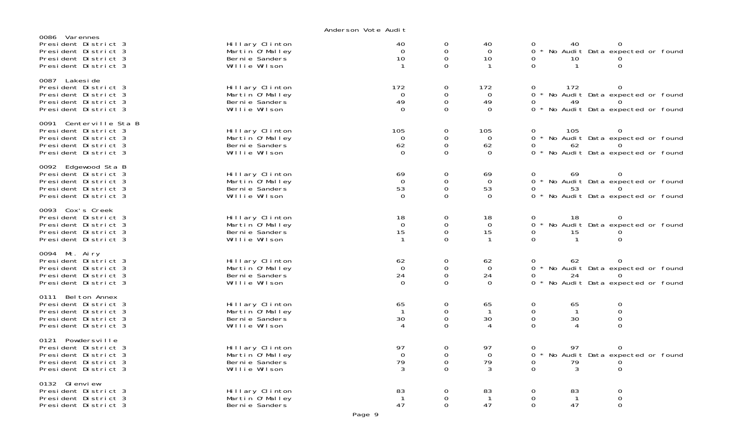Anderson Vote Audit

0086 Varennes

| | | | | | | | |
|---|---|---|---|---|---|---|---|
| President District 3 | Hillary Clinton | 40 | 0 | 40 | 0 | 40 | 0 |
| President District 3 | Martin O'Malley | 0 | 0 | 0 | 0 * No Audit Data expected or found | | |
| President District 3 | Bernie Sanders | 10 | 0 | 10 | 0 | 10 | 0 |
| President District 3 | Willie Wilson | 1 | 0 | 1 | 0 | 1 | 0 |

0087 Lakeside

| | | | | | | | |
|---|---|---|---|---|---|---|---|
| President District 3 | Hillary Clinton | 172 | 0 | 172 | 0 | 172 | 0 |
| President District 3 | Martin O'Malley | 0 | 0 | 0 | 0 * No Audit Data expected or found | | |
| President District 3 | Bernie Sanders | 49 | 0 | 49 | 0 | 49 | 0 |
| President District 3 | Willie Wilson | 0 | 0 | 0 | 0 * No Audit Data expected or found | | |

0091 Centerville Sta B

| | | | | | | | |
|---|---|---|---|---|---|---|---|
| President District 3 | Hillary Clinton | 105 | 0 | 105 | 0 | 105 | 0 |
| President District 3 | Martin O'Malley | 0 | 0 | 0 | 0 * No Audit Data expected or found | | |
| President District 3 | Bernie Sanders | 62 | 0 | 62 | 0 | 62 | 0 |
| President District 3 | Willie Wilson | 0 | 0 | 0 | 0 * No Audit Data expected or found | | |

0092 Edgewood Sta B

| | | | | | | | |
|---|---|---|---|---|---|---|---|
| President District 3 | Hillary Clinton | 69 | 0 | 69 | 0 | 69 | 0 |
| President District 3 | Martin O'Malley | 0 | 0 | 0 | 0 * No Audit Data expected or found | | |
| President District 3 | Bernie Sanders | 53 | 0 | 53 | 0 | 53 | 0 |
| President District 3 | Willie Wilson | 0 | 0 | 0 | 0 * No Audit Data expected or found | | |

0093 Cox's Creek

| | | | | | | | |
|---|---|---|---|---|---|---|---|
| President District 3 | Hillary Clinton | 18 | 0 | 18 | 0 | 18 | 0 |
| President District 3 | Martin O'Malley | 0 | 0 | 0 | 0 * No Audit Data expected or found | | |
| President District 3 | Bernie Sanders | 15 | 0 | 15 | 0 | 15 | 0 |
| President District 3 | Willie Wilson | 1 | 0 | 1 | 0 | 1 | 0 |

0094 Mt. Airy

| | | | | | | | |
|---|---|---|---|---|---|---|---|
| President District 3 | Hillary Clinton | 62 | 0 | 62 | 0 | 62 | 0 |
| President District 3 | Martin O'Malley | 0 | 0 | 0 | 0 * No Audit Data expected or found | | |
| President District 3 | Bernie Sanders | 24 | 0 | 24 | 0 | 24 | 0 |
| President District 3 | Willie Wilson | 0 | 0 | 0 | 0 * No Audit Data expected or found | | |

0111 Belton Annex

| | | | | | | | |
|---|---|---|---|---|---|---|---|
| President District 3 | Hillary Clinton | 65 | 0 | 65 | 0 | 65 | 0 |
| President District 3 | Martin O'Malley | 1 | 0 | 1 | 0 | 1 | 0 |
| President District 3 | Bernie Sanders | 30 | 0 | 30 | 0 | 30 | 0 |
| President District 3 | Willie Wilson | 4 | 0 | 4 | 0 | 4 | 0 |

0121 Powdersville

| | | | | | | | |
|---|---|---|---|---|---|---|---|
| President District 3 | Hillary Clinton | 97 | 0 | 97 | 0 | 97 | 0 |
| President District 3 | Martin O'Malley | 0 | 0 | 0 | 0 * No Audit Data expected or found | | |
| President District 3 | Bernie Sanders | 79 | 0 | 79 | 0 | 79 | 0 |
| President District 3 | Willie Wilson | 3 | 0 | 3 | 0 | 3 | 0 |

0132 Glenview

| | | | | | | | |
|---|---|---|---|---|---|---|---|
| President District 3 | Hillary Clinton | 83 | 0 | 83 | 0 | 83 | 0 |
| President District 3 | Martin O'Malley | 1 | 0 | 1 | 0 | 1 | 0 |
| President District 3 | Bernie Sanders | 47 | 0 | 47 | 0 | 47 | 0 |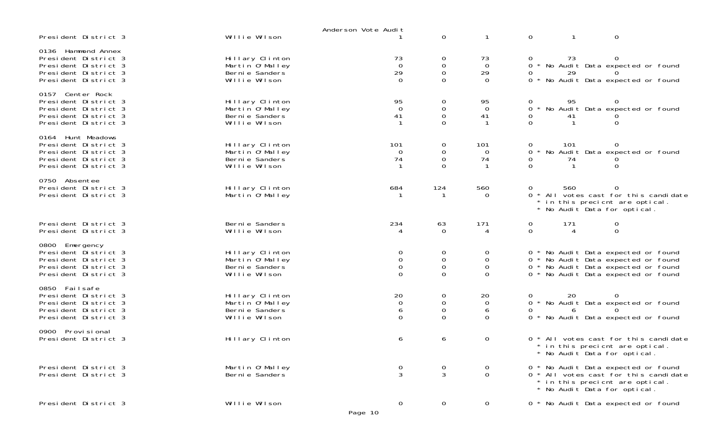Anderson Vote Audit

| Contest | Candidate | | | | | | |
|---|---|---|---|---|---|---|---|
| President District 3 | Willie Wilson | 1 | 0 | 1 | 0 | 1 | 0 |
| **0136 Hammond Annex** | | | | | | | |
| President District 3 | Hillary Clinton | 73 | 0 | 73 | 0 | 73 | 0 |
| President District 3 | Martin O'Malley | 0 | 0 | 0 | 0 * No Audit Data expected or found | | |
| President District 3 | Bernie Sanders | 29 | 0 | 29 | 0 | 29 | 0 |
| President District 3 | Willie Wilson | 0 | 0 | 0 | 0 * No Audit Data expected or found | | |
| **0157 Center Rock** | | | | | | | |
| President District 3 | Hillary Clinton | 95 | 0 | 95 | 0 | 95 | 0 |
| President District 3 | Martin O'Malley | 0 | 0 | 0 | 0 * No Audit Data expected or found | | |
| President District 3 | Bernie Sanders | 41 | 0 | 41 | 0 | 41 | 0 |
| President District 3 | Willie Wilson | 1 | 0 | 1 | 0 | 1 | 0 |
| **0164 Hunt Meadows** | | | | | | | |
| President District 3 | Hillary Clinton | 101 | 0 | 101 | 0 | 101 | 0 |
| President District 3 | Martin O'Malley | 0 | 0 | 0 | 0 * No Audit Data expected or found | | |
| President District 3 | Bernie Sanders | 74 | 0 | 74 | 0 | 74 | 0 |
| President District 3 | Willie Wilson | 1 | 0 | 1 | 0 | 1 | 0 |
| **0750 Absentee** | | | | | | | |
| President District 3 | Hillary Clinton | 684 | 124 | 560 | 0 | 560 | 0 |
| President District 3 | Martin O'Malley | 1 | 1 | 0 | 0 * All votes cast for this candidate * in this precicnt are optical. * No Audit Data for optical. | | |
| President District 3 | Bernie Sanders | 234 | 63 | 171 | 0 | 171 | 0 |
| President District 3 | Willie Wilson | 4 | 0 | 4 | 0 | 4 | 0 |
| **0800 Emergency** | | | | | | | |
| President District 3 | Hillary Clinton | 0 | 0 | 0 | 0 * No Audit Data expected or found | | |
| President District 3 | Martin O'Malley | 0 | 0 | 0 | 0 * No Audit Data expected or found | | |
| President District 3 | Bernie Sanders | 0 | 0 | 0 | 0 * No Audit Data expected or found | | |
| President District 3 | Willie Wilson | 0 | 0 | 0 | 0 * No Audit Data expected or found | | |
| **0850 Failsafe** | | | | | | | |
| President District 3 | Hillary Clinton | 20 | 0 | 20 | 0 | 20 | 0 |
| President District 3 | Martin O'Malley | 0 | 0 | 0 | 0 * No Audit Data expected or found | | |
| President District 3 | Bernie Sanders | 6 | 0 | 6 | 0 | 6 | 0 |
| President District 3 | Willie Wilson | 0 | 0 | 0 | 0 * No Audit Data expected or found | | |
| **0900 Provisional** | | | | | | | |
| President District 3 | Hillary Clinton | 6 | 6 | 0 | 0 * All votes cast for this candidate * in this precicnt are optical. * No Audit Data for optical. | | |
| President District 3 | Martin O'Malley | 0 | 0 | 0 | 0 * No Audit Data expected or found | | |
| President District 3 | Bernie Sanders | 3 | 3 | 0 | 0 * All votes cast for this candidate * in this precicnt are optical. * No Audit Data for optical. | | |
| President District 3 | Willie Wilson | 0 | 0 | 0 | 0 * No Audit Data expected or found | | |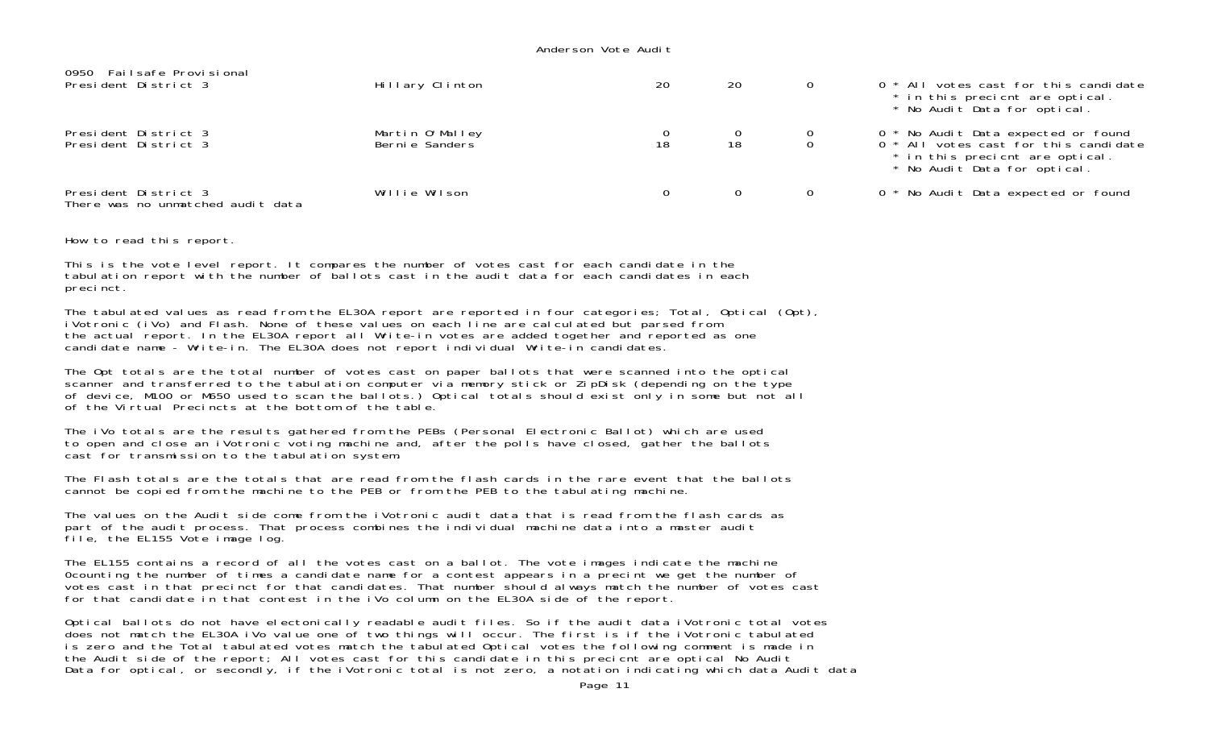0950 Failsafe Provisional

| | | | | | |
|---|---|---|---|---|---|
| President District 3 | Hillary Clinton | 20 | 20 | 0 | 0 * All votes cast for this candidate<br>* in this precicnt are optical.<br>* No Audit Data for optical. |
| President District 3 | Martin O'Malley | 0 | 0 | 0 | 0 * No Audit Data expected or found |
| President District 3 | Bernie Sanders | 18 | 18 | 0 | 0 * All votes cast for this candidate<br>* in this precicnt are optical.<br>* No Audit Data for optical. |
| President District 3 | Willie Wilson | 0 | 0 | 0 | 0 * No Audit Data expected or found |

There was no unmatched audit data

How to read this report.

This is the vote level report. It compares the number of votes cast for each candidate in the tabulation report with the number of ballots cast in the audit data for each candidates in each precinct.

The tabulated values as read from the EL30A report are reported in four categories; Total, Optical (Opt), iVotronic (iVo) and Flash. None of these values on each line are calculated but parsed from the actual report. In the EL30A report all Write-in votes are added together and reported as one candidate name - Write-in. The EL30A does not report individual Write-in candidates.

The Opt totals are the total number of votes cast on paper ballots that were scanned into the optical scanner and transferred to the tabulation computer via memory stick or ZipDisk (depending on the type of device, M100 or M650 used to scan the ballots.) Optical totals should exist only in some but not all of the Virtual Precincts at the bottom of the table.

The iVo totals are the results gathered from the PEBs (Personal Electronic Ballot) which are used to open and close an iVotronic voting machine and, after the polls have closed, gather the ballots cast for transmission to the tabulation system.

The Flash totals are the totals that are read from the flash cards in the rare event that the ballots cannot be copied from the machine to the PEB or from the PEB to the tabulating machine.

The values on the Audit side come from the iVotronic audit data that is read from the flash cards as part of the audit process. That process combines the individual machine data into a master audit file, the EL155 Vote image log.

The EL155 contains a record of all the votes cast on a ballot. The vote images indicate the machine 0counting the number of times a candidate name for a contest appears in a precint we get the number of votes cast in that precint for that candidates. That number should always match the number of votes cast for that candidate in that contest in the iVo column on the EL30A side of the report.

Optical ballots do not have electonically readable audit files. So if the audit data iVotronic total votes does not match the EL30A iVo value one of two things will occur. The first is if the iVotronic tabulated is zero and the Total tabulated votes match the tabulated Optical votes the following comment is made in the Audit side of the report; All votes cast for this candidate in this precicnt are optical No Audit Data for optical, or secondly, if the iVotronic total is not zero, a notation indicating which data Audit data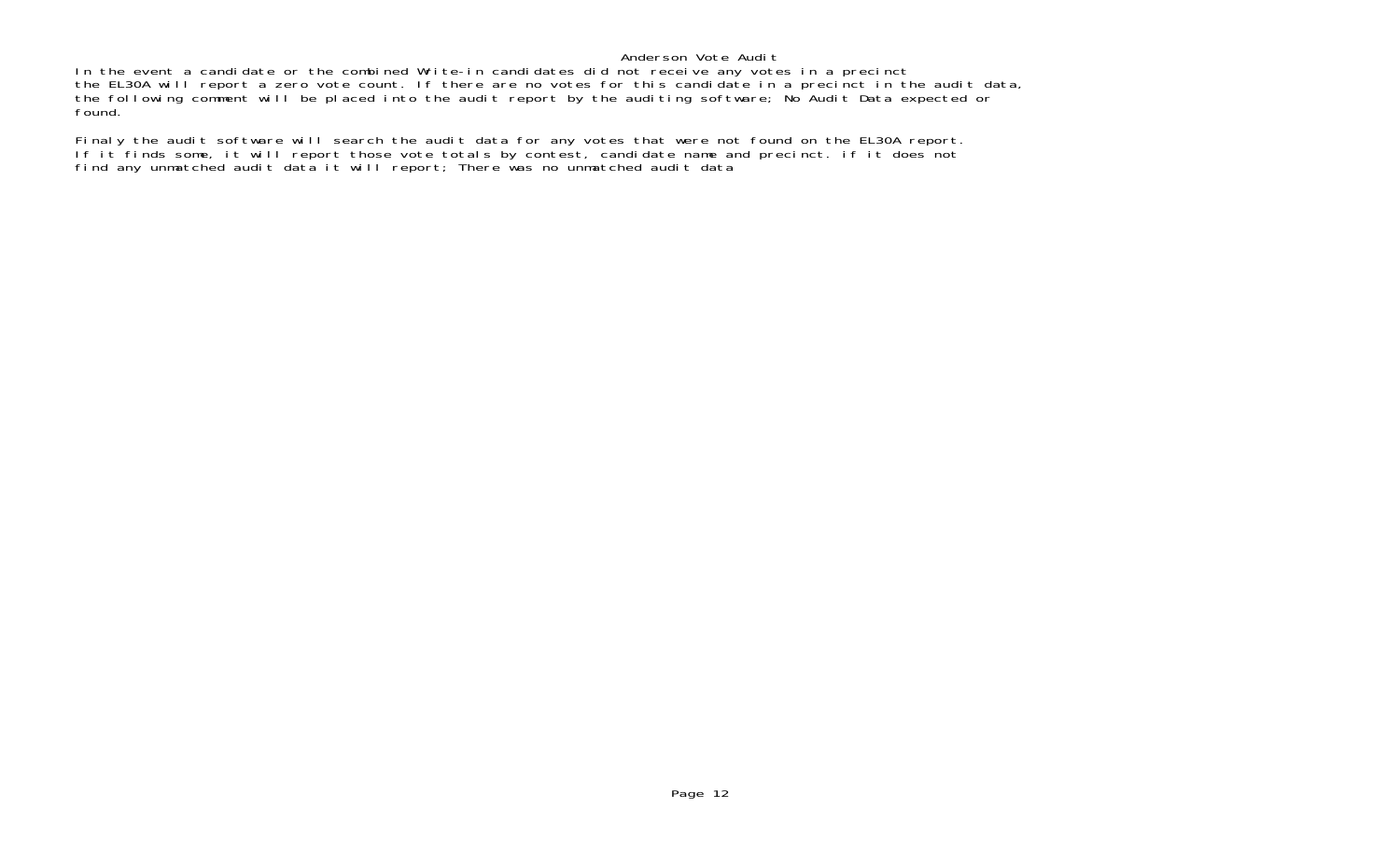Anderson Vote Audit

In the event a candidate or the combined Write-in candidates did not receive any votes in a precinct the EL30A will report a zero vote count. If there are no votes for this candidate in a precinct in the audit data, the following comment will be placed into the audit report by the auditing software; No Audit Data expected or found.

Finaly the audit software will search the audit data for any votes that were not found on the EL30A report. If it finds some, it will report those vote totals by contest, candidate name and precinct. if it does not find any unmatched audit data it will report; There was no unmatched audit data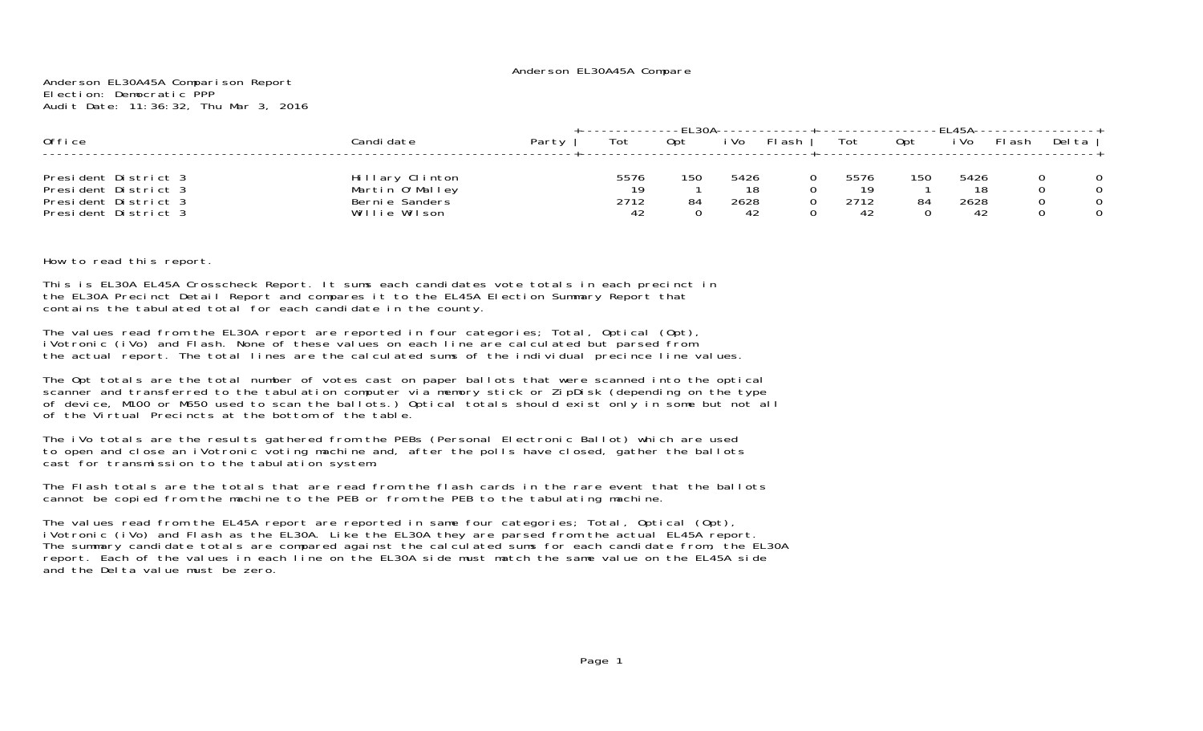Anderson EL30A45A Compare

Anderson EL30A45A Comparison Report
Election: Democratic PPP
Audit Date: 11:36:32, Thu Mar 3, 2016

| Office | Candidate | Party | EL30A Tot | EL30A Opt | EL30A iVo | EL30A Flash | EL45A Tot | EL45A Opt | EL45A iVo | EL45A Flash | Delta |
|---|---|---|---|---|---|---|---|---|---|---|---|
| President District 3 | Hillary Clinton | | 5576 | 150 | 5426 | 0 | 5576 | 150 | 5426 | 0 | 0 |
| President District 3 | Martin O'Malley | | 19 | 1 | 18 | 0 | 19 | 1 | 18 | 0 | 0 |
| President District 3 | Bernie Sanders | | 2712 | 84 | 2628 | 0 | 2712 | 84 | 2628 | 0 | 0 |
| President District 3 | Willie Wilson | | 42 | 0 | 42 | 0 | 42 | 0 | 42 | 0 | 0 |

How to read this report.

This is EL30A EL45A Crosscheck Report. It sums each candidates vote totals in each precinct in the EL30A Precinct Detail Report and compares it to the EL45A Election Summary Report that contains the tabulated total for each candidate in the county.

The values read from the EL30A report are reported in four categories; Total, Optical (Opt), iVotronic (iVo) and Flash. None of these values on each line are calculated but parsed from the actual report. The total lines are the calculated sums of the individual precince line values.

The Opt totals are the total number of votes cast on paper ballots that were scanned into the optical scanner and transferred to the tabulation computer via memory stick or ZipDisk (depending on the type of device, M100 or M650 used to scan the ballots.) Optical totals should exist only in some but not all of the Virtual Precincts at the bottom of the table.

The iVo totals are the results gathered from the PEBs (Personal Electronic Ballot) which are used to open and close an iVotronic voting machine and, after the polls have closed, gather the ballots cast for transmission to the tabulation system.

The Flash totals are the totals that are read from the flash cards in the rare event that the ballots cannot be copied from the machine to the PEB or from the PEB to the tabulating machine.

The values read from the EL45A report are reported in same four categories; Total, Optical (Opt), iVotronic (iVo) and Flash as the EL30A. Like the EL30A they are parsed from the actual EL45A report. The summary candidate totals are compared against the calculated sums for each candidate from, the EL30A report. Each of the values in each line on the EL30A side must match the same value on the EL45A side and the Delta value must be zero.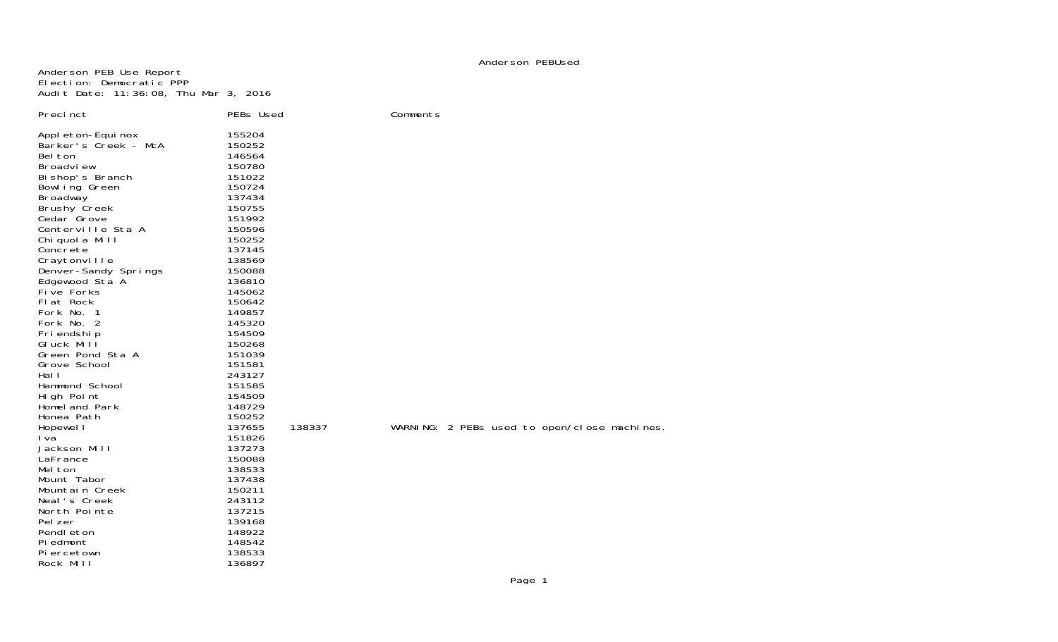Anderson PEB Use Report
Election: Democratic PPP
Audit Date: 11:36:08, Thu Mar 3, 2016

| Precinct | PEBs Used | | Comments |
|---|---|---|---|
| Appleton-Equinox | 155204 | | |
| Barker's Creek - McA | 150252 | | |
| Belton | 146564 | | |
| Broadview | 150780 | | |
| Bishop's Branch | 151022 | | |
| Bowling Green | 150724 | | |
| Broadway | 137434 | | |
| Brushy Creek | 150755 | | |
| Cedar Grove | 151992 | | |
| Centerville Sta A | 150596 | | |
| Chiquola Mill | 150252 | | |
| Concrete | 137145 | | |
| Craytonville | 138569 | | |
| Denver-Sandy Springs | 150088 | | |
| Edgewood Sta A | 136810 | | |
| Five Forks | 145062 | | |
| Flat Rock | 150642 | | |
| Fork No. 1 | 149857 | | |
| Fork No. 2 | 145320 | | |
| Friendship | 154509 | | |
| Gluck Mill | 150268 | | |
| Green Pond Sta A | 151039 | | |
| Grove School | 151581 | | |
| Hall | 243127 | | |
| Hammond School | 151585 | | |
| High Point | 154509 | | |
| Homeland Park | 148729 | | |
| Honea Path | 150252 | | |
| Hopewell | 137655 | 138337 | WARNING: 2 PEBs used to open/close machines. |
| Iva | 151826 | | |
| Jackson Mill | 137273 | | |
| LaFrance | 150088 | | |
| Melton | 138533 | | |
| Mount Tabor | 137438 | | |
| Mountain Creek | 150211 | | |
| Neal's Creek | 243112 | | |
| North Pointe | 137215 | | |
| Pelzer | 139168 | | |
| Pendleton | 148922 | | |
| Piedmont | 148542 | | |
| Piercetown | 138533 | | |
| Rock Mill | 136897 | | |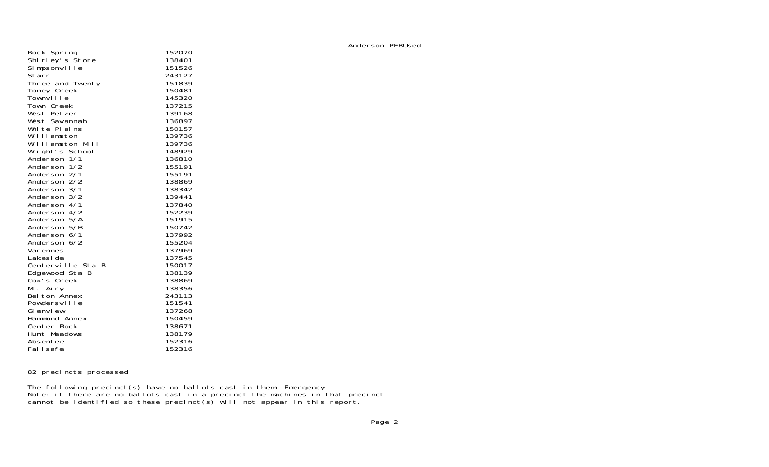Anderson PEBUsed

| | |
|---|---|
| Rock Spring | 152070 |
| Shirley's Store | 138401 |
| Simpsonville | 151526 |
| Starr | 243127 |
| Three and Twenty | 151839 |
| Toney Creek | 150481 |
| Townville | 145320 |
| Town Creek | 137215 |
| West Pelzer | 139168 |
| West Savannah | 136897 |
| White Plains | 150157 |
| Williamston | 139736 |
| Williamston Mill | 139736 |
| Wright's School | 148929 |
| Anderson 1/1 | 136810 |
| Anderson 1/2 | 155191 |
| Anderson 2/1 | 155191 |
| Anderson 2/2 | 138869 |
| Anderson 3/1 | 138342 |
| Anderson 3/2 | 139441 |
| Anderson 4/1 | 137840 |
| Anderson 4/2 | 152239 |
| Anderson 5/A | 151915 |
| Anderson 5/B | 150742 |
| Anderson 6/1 | 137992 |
| Anderson 6/2 | 155204 |
| Varennes | 137969 |
| Lakeside | 137545 |
| Centerville Sta B | 150017 |
| Edgewood Sta B | 138139 |
| Cox's Creek | 138869 |
| Mt. Airy | 138356 |
| Belton Annex | 243113 |
| Powdersville | 151541 |
| Glenview | 137268 |
| Hammond Annex | 150459 |
| Center Rock | 138671 |
| Hunt Meadows | 138179 |
| Absentee | 152316 |
| Failsafe | 152316 |

82 precincts processed

The following precinct(s) have no ballots cast in them: Emergency
Note: if there are no ballots cast in a precinct the machines in that precinct cannot be identified so these precinct(s) will not appear in this report.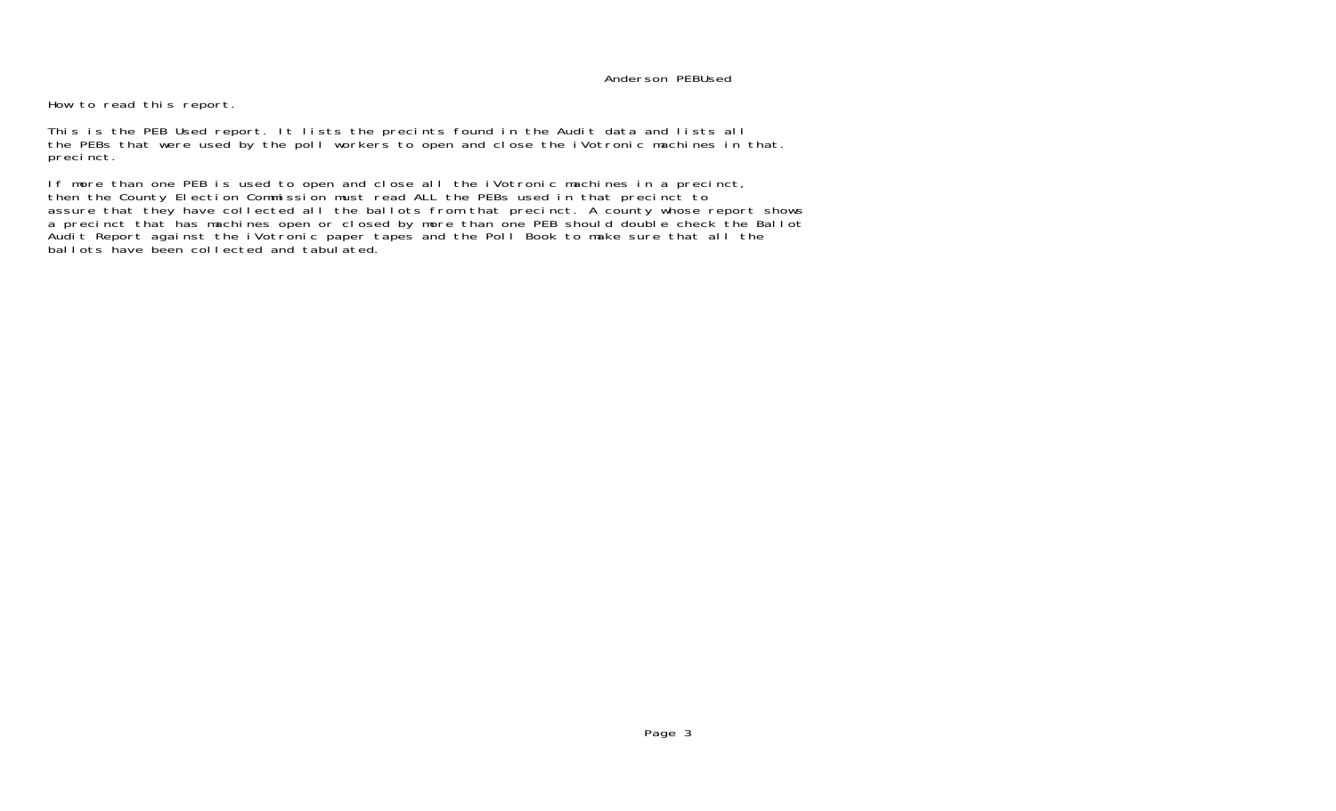# Anderson PEBUsed

How to read this report.

This is the PEB Used report. It lists the precints found in the Audit data and lists all the PEBs that were used by the poll workers to open and close the iVotronic machines in that. precinct.

If more than one PEB is used to open and close all the iVotronic machines in a precinct, then the County Election Commission must read ALL the PEBs used in that precinct to assure that they have collected all the ballots from that precinct. A county whose report shows a precinct that has machines open or closed by more than one PEB should double check the Ballot Audit Report against the iVotronic paper tapes and the Poll Book to make sure that all the ballots have been collected and tabulated.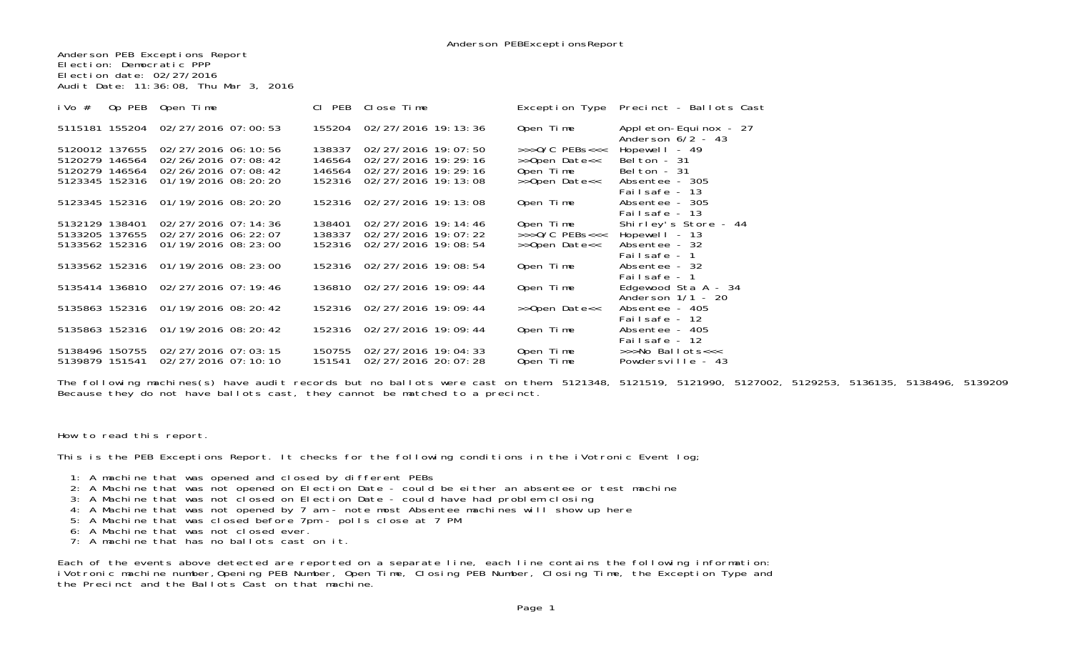Anderson PEB Exceptions Report
Election: Democratic PPP
Election date: 02/27/2016
Audit Date: 11:36:08, Thu Mar 3, 2016

| iVo # | Op PEB | Open Time | Cl PEB | Close Time | Exception Type | Precinct - Ballots Cast |
|---|---|---|---|---|---|---|
| 5115181 | 155204 | 02/27/2016 07:00:53 | 155204 | 02/27/2016 19:13:36 | Open Time | Appleton-Equinox - 27<br>Anderson 6/2 - 43 |
| 5120012 | 137655 | 02/27/2016 06:10:56 | 138337 | 02/27/2016 19:07:50 | >>>O/C PEBs<<< | Hopewell - 49 |
| 5120279 | 146564 | 02/26/2016 07:08:42 | 146564 | 02/27/2016 19:29:16 | >>Open Date<< | Belton - 31 |
| 5120279 | 146564 | 02/26/2016 07:08:42 | 146564 | 02/27/2016 19:29:16 | Open Time | Belton - 31 |
| 5123345 | 152316 | 01/19/2016 08:20:20 | 152316 | 02/27/2016 19:13:08 | >>Open Date<< | Absentee - 305<br>Failsafe - 13 |
| 5123345 | 152316 | 01/19/2016 08:20:20 | 152316 | 02/27/2016 19:13:08 | Open Time | Absentee - 305<br>Failsafe - 13 |
| 5132129 | 138401 | 02/27/2016 07:14:36 | 138401 | 02/27/2016 19:14:46 | Open Time | Shirley's Store - 44 |
| 5133205 | 137655 | 02/27/2016 06:22:07 | 138337 | 02/27/2016 19:07:22 | >>>O/C PEBs<<< | Hopewell - 13 |
| 5133562 | 152316 | 01/19/2016 08:23:00 | 152316 | 02/27/2016 19:08:54 | >>Open Date<< | Absentee - 32<br>Failsafe - 1 |
| 5133562 | 152316 | 01/19/2016 08:23:00 | 152316 | 02/27/2016 19:08:54 | Open Time | Absentee - 32<br>Failsafe - 1 |
| 5135414 | 136810 | 02/27/2016 07:19:46 | 136810 | 02/27/2016 19:09:44 | Open Time | Edgewood Sta A - 34<br>Anderson 1/1 - 20 |
| 5135863 | 152316 | 01/19/2016 08:20:42 | 152316 | 02/27/2016 19:09:44 | >>Open Date<< | Absentee - 405<br>Failsafe - 12 |
| 5135863 | 152316 | 01/19/2016 08:20:42 | 152316 | 02/27/2016 19:09:44 | Open Time | Absentee - 405<br>Failsafe - 12 |
| 5138496 | 150755 | 02/27/2016 07:03:15 | 150755 | 02/27/2016 19:04:33 | Open Time | >>>No Ballots<<< |
| 5139879 | 151541 | 02/27/2016 07:10:10 | 151541 | 02/27/2016 20:07:28 | Open Time | Powdersville - 43 |

The following machines(s) have audit records but no ballots were cast on them: 5121348, 5121519, 5121990, 5127002, 5129253, 5136135, 5138496, 5139209
Because they do not have ballots cast, they cannot be matched to a precinct.

How to read this report.

This is the PEB Exceptions Report. It checks for the following conditions in the iVotronic Event log;

1: A machine that was opened and closed by different PEBs
2: A Machine that was not opened on Election Date - could be either an absentee or test machine
3: A Machine that was not closed on Election Date - could have had problem closing
4: A Machine that was not opened by 7 am - note most Absentee machines will show up here
5: A Machine that was closed before 7pm - polls close at 7 PM
6: A Machine that was not closed ever.
7: A machine that has no ballots cast on it.

Each of the events above detected are reported on a separate line, each line contains the following information:
iVotronic machine number, Opening PEB Number, Open Time, Closing PEB Number, Closing Time, the Exception Type and the Precinct and the Ballots Cast on that machine.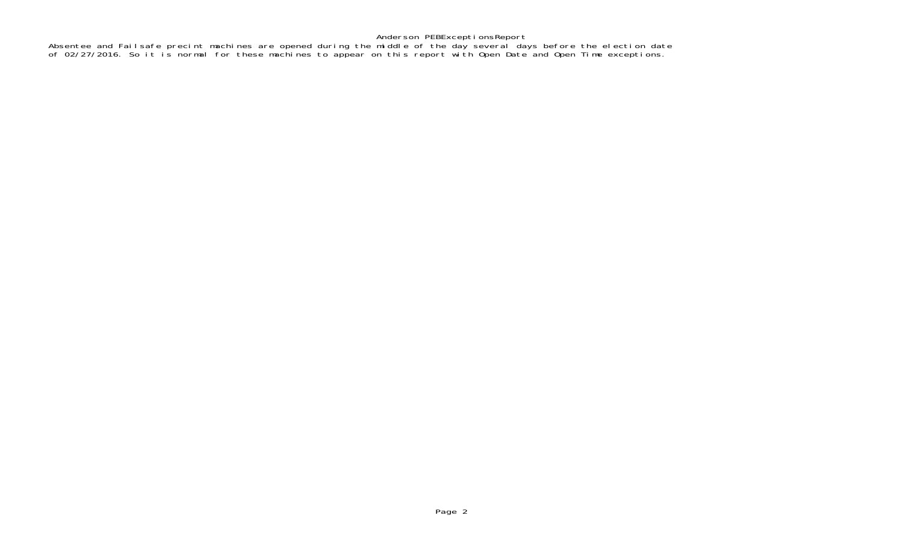Anderson PEBExceptionsReport

Absentee and Failsafe precint machines are opened during the middle of the day several days before the election date of 02/27/2016. So it is normal for these machines to appear on this report with Open Date and Open Time exceptions.